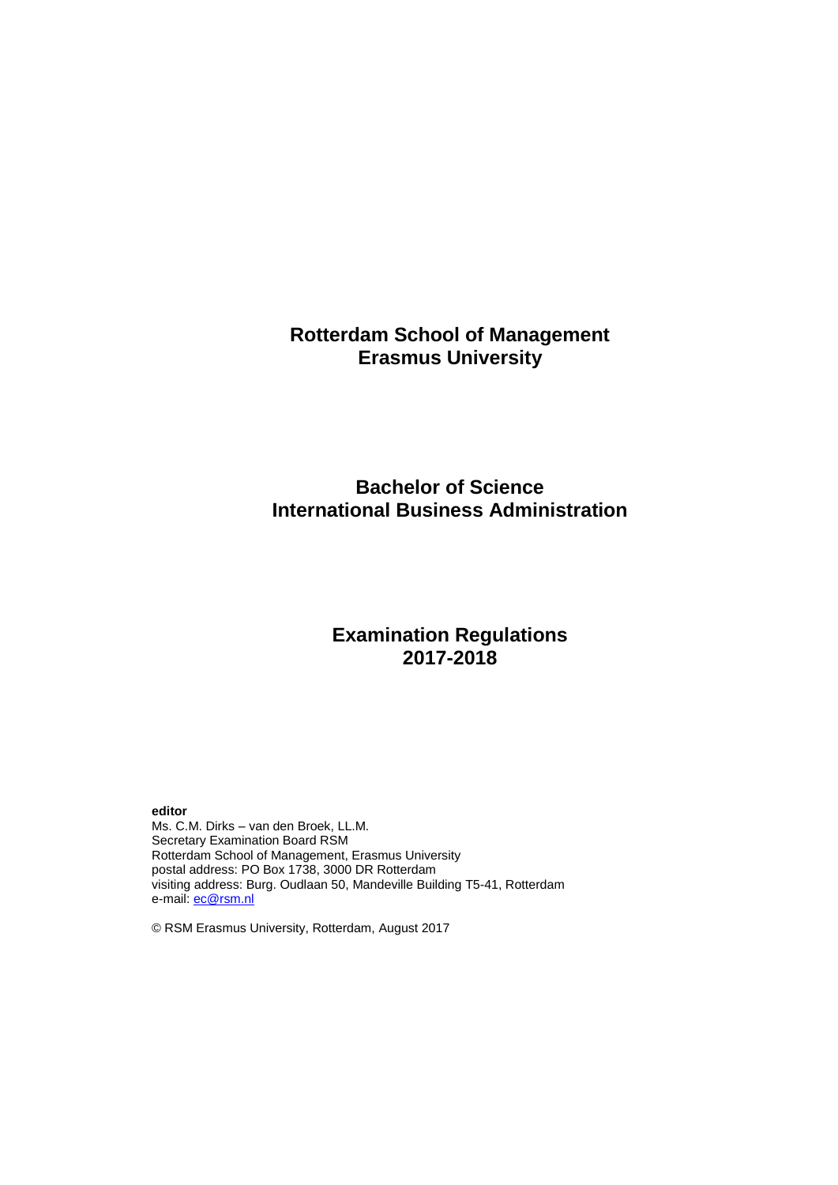# Rotterdam School of Management
# Erasmus University

## Bachelor of Science
## International Business Administration

## Examination Regulations
## 2017-2018

**editor**
Ms. C.M. Dirks – van den Broek, LL.M.
Secretary Examination Board RSM
Rotterdam School of Management, Erasmus University
postal address: PO Box 1738, 3000 DR Rotterdam
visiting address: Burg. Oudlaan 50, Mandeville Building T5-41, Rotterdam
e-mail: ec@rsm.nl

© RSM Erasmus University, Rotterdam, August 2017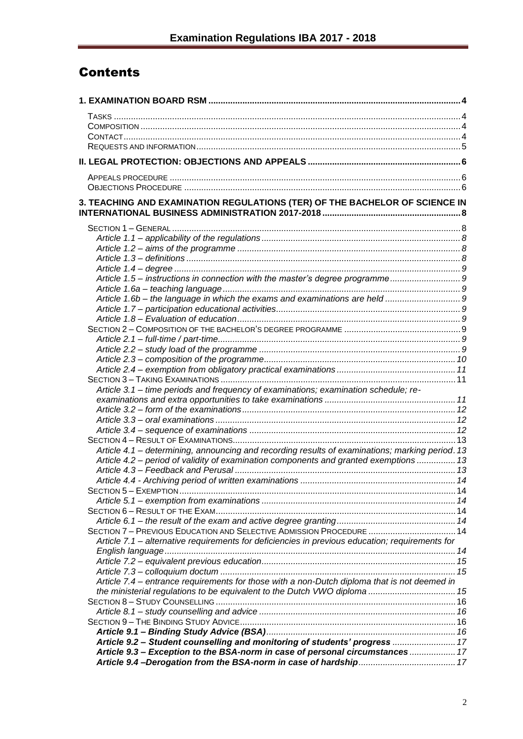# Contents

**1. EXAMINATION BOARD RSM** ..... 4

TASKS ..... 4
COMPOSITION ..... 4
CONTACT ..... 4
REQUESTS AND INFORMATION ..... 5

**II. LEGAL PROTECTION: OBJECTIONS AND APPEALS** ..... 6

APPEALS PROCEDURE ..... 6
OBJECTIONS PROCEDURE ..... 6

**3. TEACHING AND EXAMINATION REGULATIONS (TER) OF THE BACHELOR OF SCIENCE IN INTERNATIONAL BUSINESS ADMINISTRATION 2017-2018** ..... 8

SECTION 1 – GENERAL ..... 8
*Article 1.1 – applicability of the regulations* ..... 8
*Article 1.2 – aims of the programme* ..... 8
*Article 1.3 – definitions* ..... 8
*Article 1.4 – degree* ..... 9
*Article 1.5 – instructions in connection with the master's degree programme* ..... 9
*Article 1.6a – teaching language* ..... 9
*Article 1.6b – the language in which the exams and examinations are held* ..... 9
*Article 1.7 – participation educational activities* ..... 9
*Article 1.8 – Evaluation of education* ..... 9
SECTION 2 – COMPOSITION OF THE BACHELOR'S DEGREE PROGRAMME ..... 9
*Article 2.1 – full-time / part-time* ..... 9
*Article 2.2 – study load of the programme* ..... 9
*Article 2.3 – composition of the programme* ..... 10
*Article 2.4 – exemption from obligatory practical examinations* ..... 11
SECTION 3 – TAKING EXAMINATIONS ..... 11
*Article 3.1 – time periods and frequency of examinations; examination schedule; re-examinations and extra opportunities to take examinations* ..... 11
*Article 3.2 – form of the examinations* ..... 12
*Article 3.3 – oral examinations* ..... 12
*Article 3.4 – sequence of examinations* ..... 12
SECTION 4 – RESULT OF EXAMINATIONS ..... 13
*Article 4.1 – determining, announcing and recording results of examinations; marking period* ..... 13
*Article 4.2 – period of validity of examination components and granted exemptions* ..... 13
*Article 4.3 – Feedback and Perusal* ..... 13
*Article 4.4 - Archiving period of written examinations* ..... 14
SECTION 5 – EXEMPTION ..... 14
*Article 5.1 – exemption from examinations* ..... 14
SECTION 6 – RESULT OF THE EXAM ..... 14
*Article 6.1 – the result of the exam and active degree granting* ..... 14
SECTION 7 – PREVIOUS EDUCATION AND SELECTIVE ADMISSION PROCEDURE ..... 14
*Article 7.1 – alternative requirements for deficiencies in previous education; requirements for English language* ..... 14
*Article 7.2 – equivalent previous education* ..... 15
*Article 7.3 – colloquium doctum* ..... 15
*Article 7.4 – entrance requirements for those with a non-Dutch diploma that is not deemed in the ministerial regulations to be equivalent to the Dutch VWO diploma* ..... 15
SECTION 8 – STUDY COUNSELLING ..... 16
*Article 8.1 – study counselling and advice* ..... 16
SECTION 9 – THE BINDING STUDY ADVICE ..... 16
***Article 9.1 – Binding Study Advice (BSA)*** ..... 16
***Article 9.2 – Student counselling and monitoring of students' progress*** ..... 17
***Article 9.3 – Exception to the BSA-norm in case of personal circumstances*** ..... 17
***Article 9.4 –Derogation from the BSA-norm in case of hardship*** ..... 17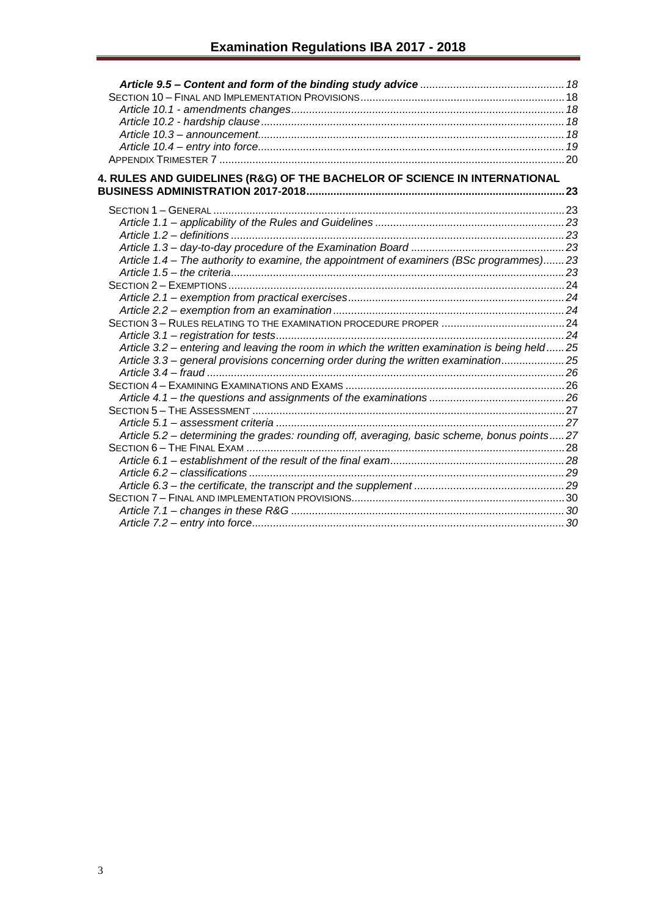***Article 9.5 – Content and form of the binding study advice*** ... 18

SECTION 10 – FINAL AND IMPLEMENTATION PROVISIONS ... 18

*Article 10.1 - amendments changes* ... 18

*Article 10.2 - hardship clause* ... 18

*Article 10.3 – announcement* ... 18

*Article 10.4 – entry into force* ... 19

APPENDIX TRIMESTER 7 ... 20

**4. RULES AND GUIDELINES (R&G) OF THE BACHELOR OF SCIENCE IN INTERNATIONAL BUSINESS ADMINISTRATION 2017-2018** ... 23

SECTION 1 – GENERAL ... 23

*Article 1.1 – applicability of the Rules and Guidelines* ... 23

*Article 1.2 – definitions* ... 23

*Article 1.3 – day-to-day procedure of the Examination Board* ... 23

*Article 1.4 – The authority to examine, the appointment of examiners (BSc programmes)* ... 23

*Article 1.5 – the criteria* ... 23

SECTION 2 – EXEMPTIONS ... 24

*Article 2.1 – exemption from practical exercises* ... 24

*Article 2.2 – exemption from an examination* ... 24

SECTION 3 – RULES RELATING TO THE EXAMINATION PROCEDURE PROPER ... 24

*Article 3.1 – registration for tests* ... 24

*Article 3.2 – entering and leaving the room in which the written examination is being held* ... 25

*Article 3.3 – general provisions concerning order during the written examination* ... 25

*Article 3.4 – fraud* ... 26

SECTION 4 – EXAMINING EXAMINATIONS AND EXAMS ... 26

*Article 4.1 – the questions and assignments of the examinations* ... 26

SECTION 5 – THE ASSESSMENT ... 27

*Article 5.1 – assessment criteria* ... 27

*Article 5.2 – determining the grades: rounding off, averaging, basic scheme, bonus points* ... 27

SECTION 6 – THE FINAL EXAM ... 28

*Article 6.1 – establishment of the result of the final exam* ... 28

*Article 6.2 – classifications* ... 29

*Article 6.3 – the certificate, the transcript and the supplement* ... 29

SECTION 7 – FINAL AND IMPLEMENTATION PROVISIONS ... 30

*Article 7.1 – changes in these R&G* ... 30

*Article 7.2 – entry into force* ... 30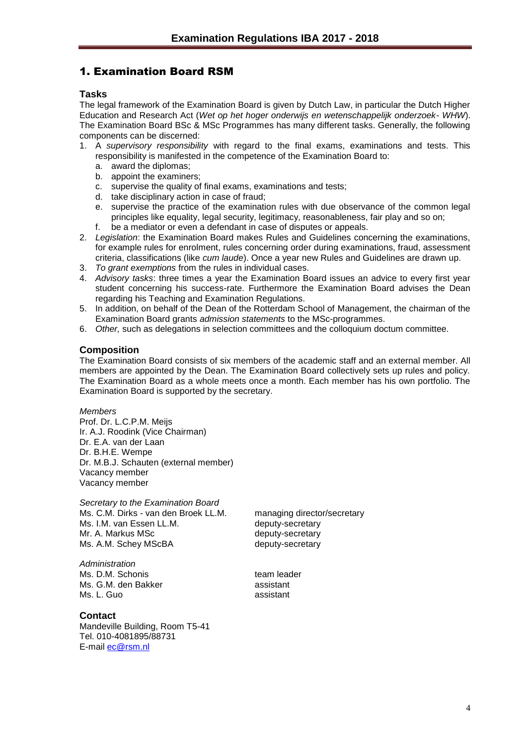# 1. Examination Board RSM

### Tasks

The legal framework of the Examination Board is given by Dutch Law, in particular the Dutch Higher Education and Research Act (*Wet op het hoger onderwijs en wetenschappelijk onderzoek- WHW*). The Examination Board BSc & MSc Programmes has many different tasks. Generally, the following components can be discerned:

1. A *supervisory responsibility* with regard to the final exams, examinations and tests. This responsibility is manifested in the competence of the Examination Board to:
   a. award the diplomas;
   b. appoint the examiners;
   c. supervise the quality of final exams, examinations and tests;
   d. take disciplinary action in case of fraud;
   e. supervise the practice of the examination rules with due observance of the common legal principles like equality, legal security, legitimacy, reasonableness, fair play and so on;
   f. be a mediator or even a defendant in case of disputes or appeals.
2. *Legislation*: the Examination Board makes Rules and Guidelines concerning the examinations, for example rules for enrolment, rules concerning order during examinations, fraud, assessment criteria, classifications (like *cum laude*). Once a year new Rules and Guidelines are drawn up.
3. *To grant exemptions* from the rules in individual cases.
4. *Advisory tasks*: three times a year the Examination Board issues an advice to every first year student concerning his success-rate. Furthermore the Examination Board advises the Dean regarding his Teaching and Examination Regulations.
5. In addition, on behalf of the Dean of the Rotterdam School of Management, the chairman of the Examination Board grants *admission statements* to the MSc-programmes.
6. *Other,* such as delegations in selection committees and the colloquium doctum committee.

### Composition

The Examination Board consists of six members of the academic staff and an external member. All members are appointed by the Dean. The Examination Board collectively sets up rules and policy. The Examination Board as a whole meets once a month. Each member has his own portfolio. The Examination Board is supported by the secretary.

*Members*

Prof. Dr. L.C.P.M. Meijs
Ir. A.J. Roodink (Vice Chairman)
Dr. E.A. van der Laan
Dr. B.H.E. Wempe
Dr. M.B.J. Schauten (external member)
Vacancy member
Vacancy member

*Secretary to the Examination Board*

Ms. C.M. Dirks - van den Broek LL.M. — managing director/secretary
Ms. I.M. van Essen LL.M. — deputy-secretary
Mr. A. Markus MSc — deputy-secretary
Ms. A.M. Schey MScBA — deputy-secretary

*Administration*

Ms. D.M. Schonis — team leader
Ms. G.M. den Bakker — assistant
Ms. L. Guo — assistant

### Contact

Mandeville Building, Room T5-41
Tel. 010-4081895/88731
E-mail ec@rsm.nl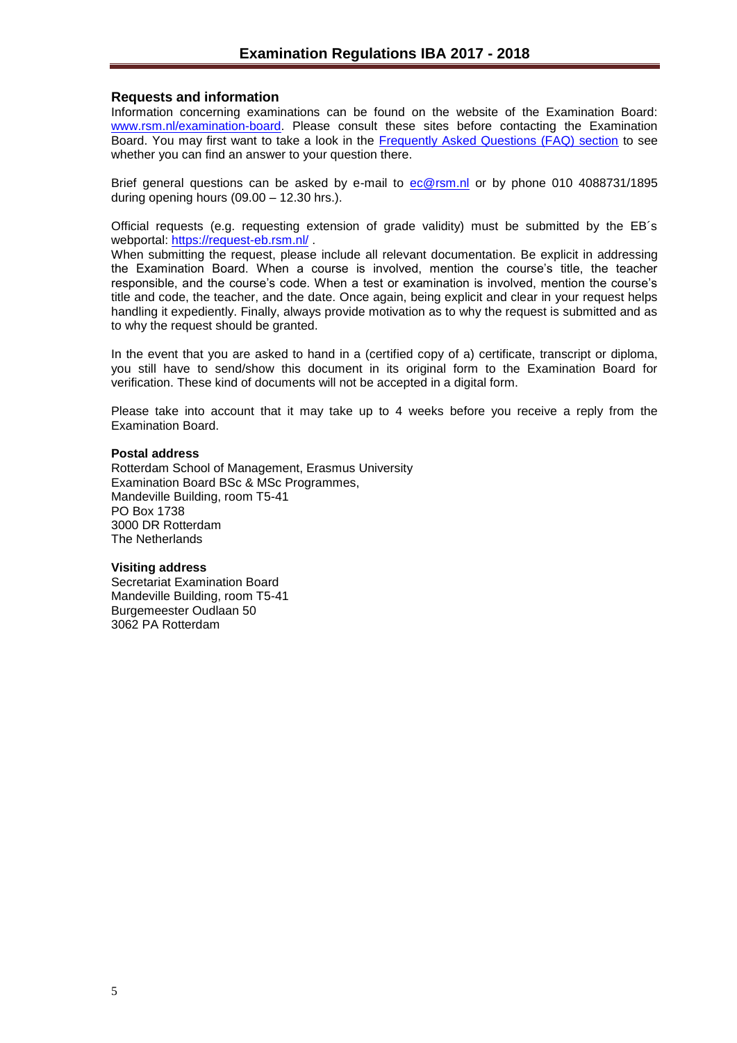## Requests and information

Information concerning examinations can be found on the website of the Examination Board: [www.rsm.nl/examination-board](www.rsm.nl/examination-board). Please consult these sites before contacting the Examination Board. You may first want to take a look in the Frequently Asked Questions (FAQ) section to see whether you can find an answer to your question there.

Brief general questions can be asked by e-mail to [ec@rsm.nl](mailto:ec@rsm.nl) or by phone 010 4088731/1895 during opening hours (09.00 – 12.30 hrs.).

Official requests (e.g. requesting extension of grade validity) must be submitted by the EB´s webportal: [https://request-eb.rsm.nl/](https://request-eb.rsm.nl/) .

When submitting the request, please include all relevant documentation. Be explicit in addressing the Examination Board. When a course is involved, mention the course's title, the teacher responsible, and the course's code. When a test or examination is involved, mention the course's title and code, the teacher, and the date. Once again, being explicit and clear in your request helps handling it expediently. Finally, always provide motivation as to why the request is submitted and as to why the request should be granted.

In the event that you are asked to hand in a (certified copy of a) certificate, transcript or diploma, you still have to send/show this document in its original form to the Examination Board for verification. These kind of documents will not be accepted in a digital form.

Please take into account that it may take up to 4 weeks before you receive a reply from the Examination Board.

**Postal address**
Rotterdam School of Management, Erasmus University
Examination Board BSc & MSc Programmes,
Mandeville Building, room T5-41
PO Box 1738
3000 DR Rotterdam
The Netherlands

**Visiting address**
Secretariat Examination Board
Mandeville Building, room T5-41
Burgemeester Oudlaan 50
3062 PA Rotterdam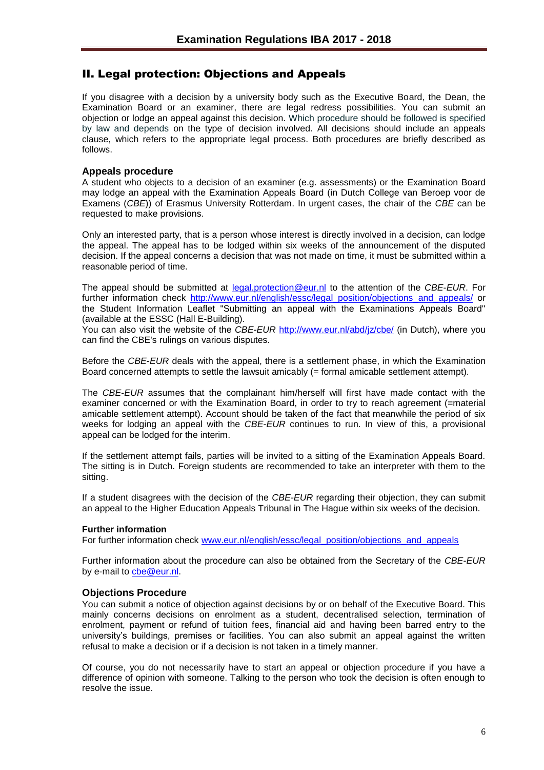## II. Legal protection: Objections and Appeals

If you disagree with a decision by a university body such as the Executive Board, the Dean, the Examination Board or an examiner, there are legal redress possibilities. You can submit an objection or lodge an appeal against this decision. Which procedure should be followed is specified by law and depends on the type of decision involved. All decisions should include an appeals clause, which refers to the appropriate legal process. Both procedures are briefly described as follows.

### Appeals procedure

A student who objects to a decision of an examiner (e.g. assessments) or the Examination Board may lodge an appeal with the Examination Appeals Board (in Dutch College van Beroep voor de Examens (*CBE*)) of Erasmus University Rotterdam. In urgent cases, the chair of the *CBE* can be requested to make provisions.

Only an interested party, that is a person whose interest is directly involved in a decision, can lodge the appeal. The appeal has to be lodged within six weeks of the announcement of the disputed decision. If the appeal concerns a decision that was not made on time, it must be submitted within a reasonable period of time.

The appeal should be submitted at [legal.protection@eur.nl](mailto:legal.protection@eur.nl) to the attention of the *CBE-EUR*. For further information check [http://www.eur.nl/english/essc/legal_position/objections_and_appeals/](http://www.eur.nl/english/essc/legal_position/objections_and_appeals/) or the Student Information Leaflet "Submitting an appeal with the Examinations Appeals Board" (available at the ESSC (Hall E-Building).
You can also visit the website of the *CBE-EUR* [http://www.eur.nl/abd/jz/cbe/](http://www.eur.nl/abd/jz/cbe/) (in Dutch), where you can find the CBE's rulings on various disputes.

Before the *CBE-EUR* deals with the appeal, there is a settlement phase, in which the Examination Board concerned attempts to settle the lawsuit amicably (= formal amicable settlement attempt).

The *CBE-EUR* assumes that the complainant him/herself will first have made contact with the examiner concerned or with the Examination Board, in order to try to reach agreement (=material amicable settlement attempt). Account should be taken of the fact that meanwhile the period of six weeks for lodging an appeal with the *CBE-EUR* continues to run. In view of this, a provisional appeal can be lodged for the interim.

If the settlement attempt fails, parties will be invited to a sitting of the Examination Appeals Board. The sitting is in Dutch. Foreign students are recommended to take an interpreter with them to the sitting.

If a student disagrees with the decision of the *CBE-EUR* regarding their objection, they can submit an appeal to the Higher Education Appeals Tribunal in The Hague within six weeks of the decision.

#### Further information

For further information check [www.eur.nl/english/essc/legal_position/objections_and_appeals](http://www.eur.nl/english/essc/legal_position/objections_and_appeals)

Further information about the procedure can also be obtained from the Secretary of the *CBE-EUR* by e-mail to [cbe@eur.nl](mailto:cbe@eur.nl).

### Objections Procedure

You can submit a notice of objection against decisions by or on behalf of the Executive Board. This mainly concerns decisions on enrolment as a student, decentralised selection, termination of enrolment, payment or refund of tuition fees, financial aid and having been barred entry to the university's buildings, premises or facilities. You can also submit an appeal against the written refusal to make a decision or if a decision is not taken in a timely manner.

Of course, you do not necessarily have to start an appeal or objection procedure if you have a difference of opinion with someone. Talking to the person who took the decision is often enough to resolve the issue.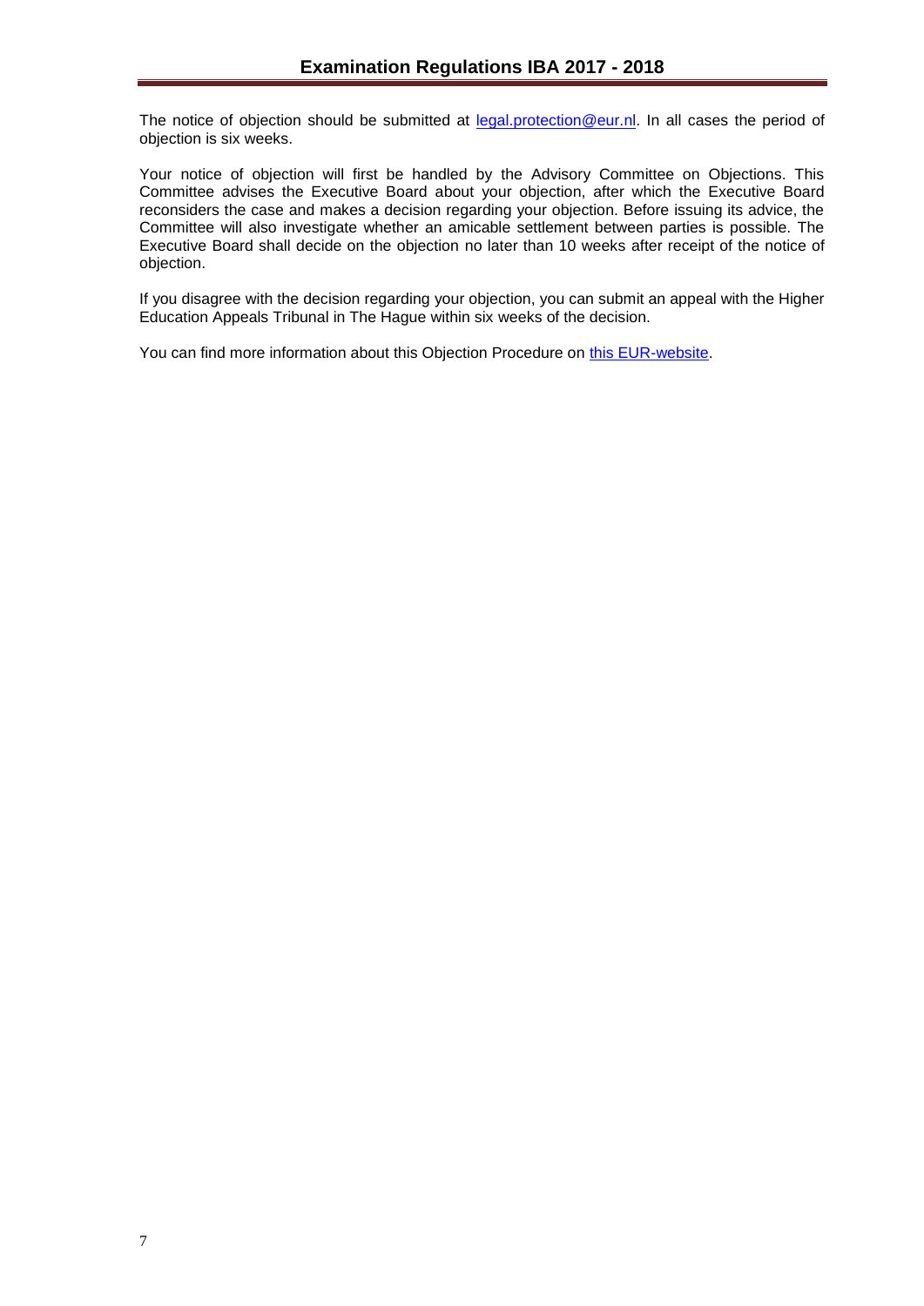The notice of objection should be submitted at [legal.protection@eur.nl](mailto:legal.protection@eur.nl). In all cases the period of objection is six weeks.

Your notice of objection will first be handled by the Advisory Committee on Objections. This Committee advises the Executive Board about your objection, after which the Executive Board reconsiders the case and makes a decision regarding your objection. Before issuing its advice, the Committee will also investigate whether an amicable settlement between parties is possible. The Executive Board shall decide on the objection no later than 10 weeks after receipt of the notice of objection.

If you disagree with the decision regarding your objection, you can submit an appeal with the Higher Education Appeals Tribunal in The Hague within six weeks of the decision.

You can find more information about this Objection Procedure on this EUR-website.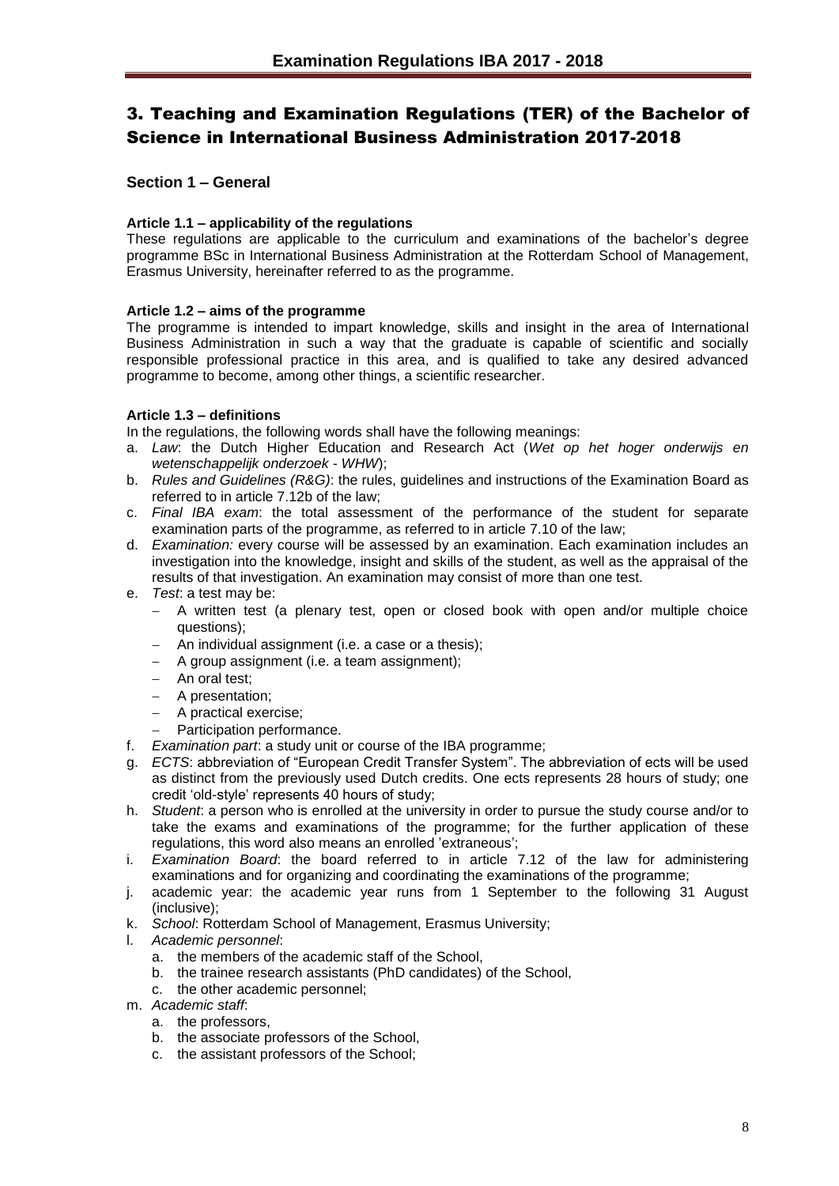# 3. Teaching and Examination Regulations (TER) of the Bachelor of Science in International Business Administration 2017-2018

## Section 1 – General

### Article 1.1 – applicability of the regulations

These regulations are applicable to the curriculum and examinations of the bachelor's degree programme BSc in International Business Administration at the Rotterdam School of Management, Erasmus University, hereinafter referred to as the programme.

### Article 1.2 – aims of the programme

The programme is intended to impart knowledge, skills and insight in the area of International Business Administration in such a way that the graduate is capable of scientific and socially responsible professional practice in this area, and is qualified to take any desired advanced programme to become, among other things, a scientific researcher.

### Article 1.3 – definitions

In the regulations, the following words shall have the following meanings:

a. *Law*: the Dutch Higher Education and Research Act (*Wet op het hoger onderwijs en wetenschappelijk onderzoek - WHW*);
b. *Rules and Guidelines (R&G)*: the rules, guidelines and instructions of the Examination Board as referred to in article 7.12b of the law;
c. *Final IBA exam*: the total assessment of the performance of the student for separate examination parts of the programme, as referred to in article 7.10 of the law;
d. *Examination:* every course will be assessed by an examination. Each examination includes an investigation into the knowledge, insight and skills of the student, as well as the appraisal of the results of that investigation. An examination may consist of more than one test.
e. *Test*: a test may be:
   - A written test (a plenary test, open or closed book with open and/or multiple choice questions);
   - An individual assignment (i.e. a case or a thesis);
   - A group assignment (i.e. a team assignment);
   - An oral test;
   - A presentation;
   - A practical exercise;
   - Participation performance.
f. *Examination part*: a study unit or course of the IBA programme;
g. *ECTS*: abbreviation of "European Credit Transfer System". The abbreviation of ects will be used as distinct from the previously used Dutch credits. One ects represents 28 hours of study; one credit 'old-style' represents 40 hours of study;
h. *Student*: a person who is enrolled at the university in order to pursue the study course and/or to take the exams and examinations of the programme; for the further application of these regulations, this word also means an enrolled 'extraneous';
i. *Examination Board*: the board referred to in article 7.12 of the law for administering examinations and for organizing and coordinating the examinations of the programme;
j. academic year: the academic year runs from 1 September to the following 31 August (inclusive);
k. *School*: Rotterdam School of Management, Erasmus University;
l. *Academic personnel*:
   a. the members of the academic staff of the School,
   b. the trainee research assistants (PhD candidates) of the School,
   c. the other academic personnel;
m. *Academic staff*:
   a. the professors,
   b. the associate professors of the School,
   c. the assistant professors of the School;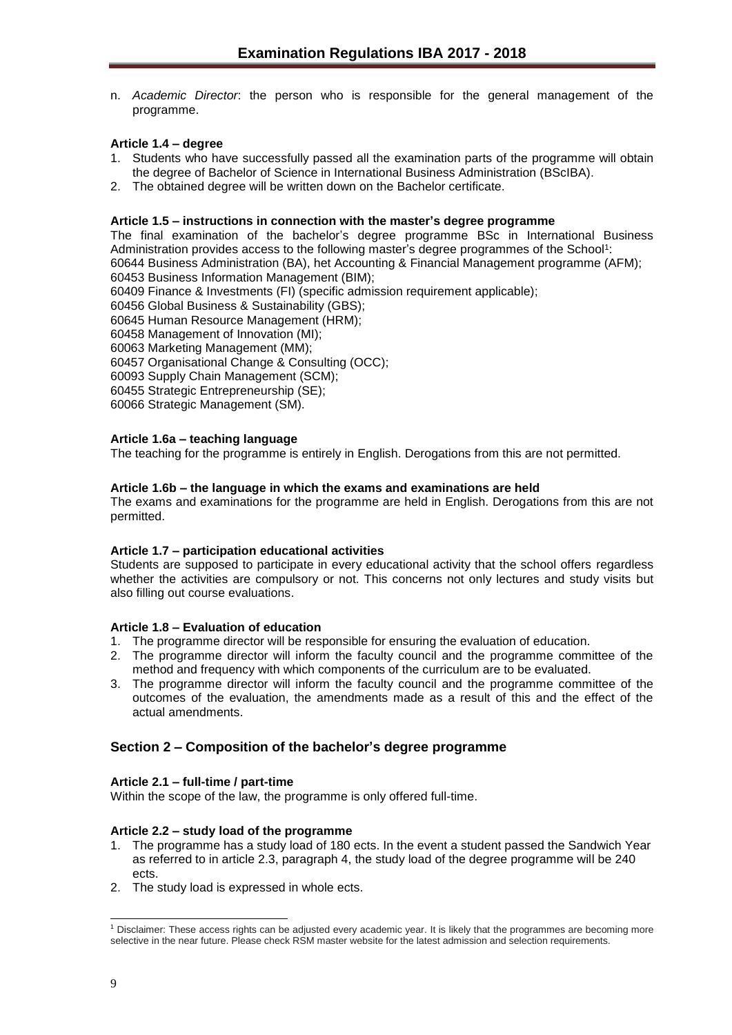n. *Academic Director*: the person who is responsible for the general management of the programme.

**Article 1.4 – degree**

1. Students who have successfully passed all the examination parts of the programme will obtain the degree of Bachelor of Science in International Business Administration (BScIBA).
2. The obtained degree will be written down on the Bachelor certificate.

**Article 1.5 – instructions in connection with the master's degree programme**

The final examination of the bachelor's degree programme BSc in International Business Administration provides access to the following master's degree programmes of the School[1]:
60644 Business Administration (BA), het Accounting & Financial Management programme (AFM);
60453 Business Information Management (BIM);
60409 Finance & Investments (FI) (specific admission requirement applicable);
60456 Global Business & Sustainability (GBS);
60645 Human Resource Management (HRM);
60458 Management of Innovation (MI);
60063 Marketing Management (MM);
60457 Organisational Change & Consulting (OCC);
60093 Supply Chain Management (SCM);
60455 Strategic Entrepreneurship (SE);
60066 Strategic Management (SM).

**Article 1.6a – teaching language**

The teaching for the programme is entirely in English. Derogations from this are not permitted.

**Article 1.6b – the language in which the exams and examinations are held**

The exams and examinations for the programme are held in English. Derogations from this are not permitted.

**Article 1.7 – participation educational activities**

Students are supposed to participate in every educational activity that the school offers regardless whether the activities are compulsory or not. This concerns not only lectures and study visits but also filling out course evaluations.

**Article 1.8 – Evaluation of education**

1. The programme director will be responsible for ensuring the evaluation of education.
2. The programme director will inform the faculty council and the programme committee of the method and frequency with which components of the curriculum are to be evaluated.
3. The programme director will inform the faculty council and the programme committee of the outcomes of the evaluation, the amendments made as a result of this and the effect of the actual amendments.

## Section 2 – Composition of the bachelor's degree programme

**Article 2.1 – full-time / part-time**

Within the scope of the law, the programme is only offered full-time.

**Article 2.2 – study load of the programme**

1. The programme has a study load of 180 ects. In the event a student passed the Sandwich Year as referred to in article 2.3, paragraph 4, the study load of the degree programme will be 240 ects.
2. The study load is expressed in whole ects.

[1] Disclaimer: These access rights can be adjusted every academic year. It is likely that the programmes are becoming more selective in the near future. Please check RSM master website for the latest admission and selection requirements.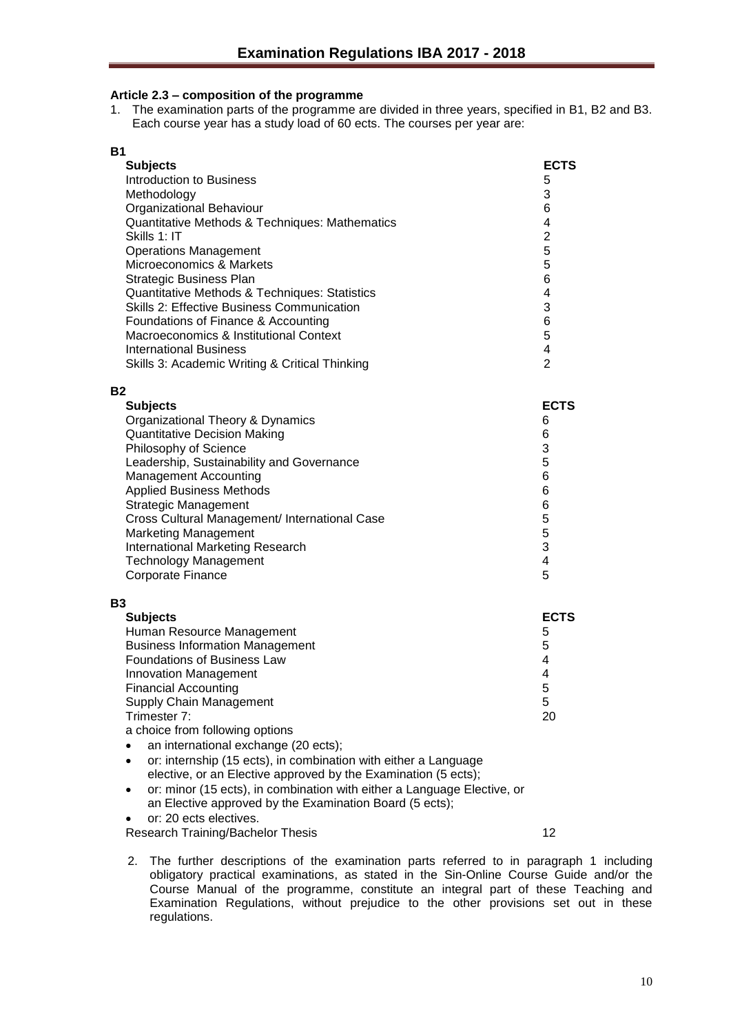### Article 2.3 – composition of the programme

1. The examination parts of the programme are divided in three years, specified in B1, B2 and B3. Each course year has a study load of 60 ects. The courses per year are:

**B1**

| **Subjects** | **ECTS** |
| --- | --- |
| Introduction to Business | 5 |
| Methodology | 3 |
| Organizational Behaviour | 6 |
| Quantitative Methods & Techniques: Mathematics | 4 |
| Skills 1: IT | 2 |
| Operations Management | 5 |
| Microeconomics & Markets | 5 |
| Strategic Business Plan | 6 |
| Quantitative Methods & Techniques: Statistics | 4 |
| Skills 2: Effective Business Communication | 3 |
| Foundations of Finance & Accounting | 6 |
| Macroeconomics & Institutional Context | 5 |
| International Business | 4 |
| Skills 3: Academic Writing & Critical Thinking | 2 |

**B2**

| **Subjects** | **ECTS** |
| --- | --- |
| Organizational Theory & Dynamics | 6 |
| Quantitative Decision Making | 6 |
| Philosophy of Science | 3 |
| Leadership, Sustainability and Governance | 5 |
| Management Accounting | 6 |
| Applied Business Methods | 6 |
| Strategic Management | 6 |
| Cross Cultural Management/ International Case | 5 |
| Marketing Management | 5 |
| International Marketing Research | 3 |
| Technology Management | 4 |
| Corporate Finance | 5 |

**B3**

| **Subjects** | **ECTS** |
| --- | --- |
| Human Resource Management | 5 |
| Business Information Management | 5 |
| Foundations of Business Law | 4 |
| Innovation Management | 4 |
| Financial Accounting | 5 |
| Supply Chain Management | 5 |
| Trimester 7: | 20 |

a choice from following options

- an international exchange (20 ects);
- or: internship (15 ects), in combination with either a Language elective, or an Elective approved by the Examination (5 ects);
- or: minor (15 ects), in combination with either a Language Elective, or an Elective approved by the Examination Board (5 ects);
- or: 20 ects electives.

| | |
| --- | --- |
| Research Training/Bachelor Thesis | 12 |

2. The further descriptions of the examination parts referred to in paragraph 1 including obligatory practical examinations, as stated in the Sin-Online Course Guide and/or the Course Manual of the programme, constitute an integral part of these Teaching and Examination Regulations, without prejudice to the other provisions set out in these regulations.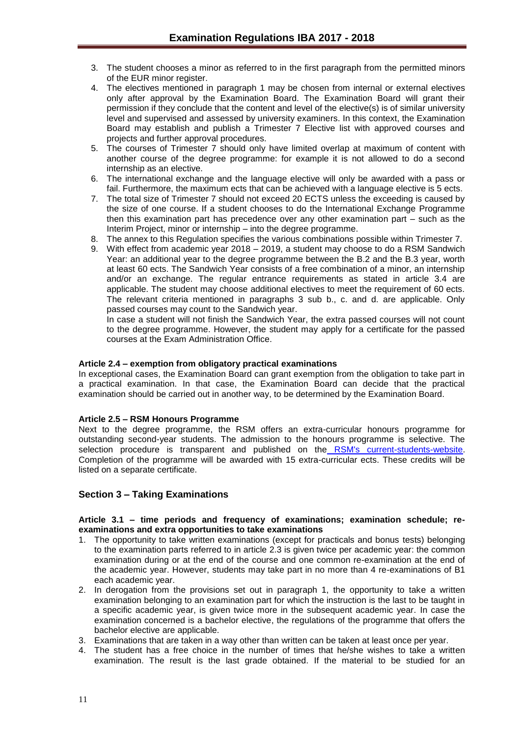3. The student chooses a minor as referred to in the first paragraph from the permitted minors of the EUR minor register.
4. The electives mentioned in paragraph 1 may be chosen from internal or external electives only after approval by the Examination Board. The Examination Board will grant their permission if they conclude that the content and level of the elective(s) is of similar university level and supervised and assessed by university examiners. In this context, the Examination Board may establish and publish a Trimester 7 Elective list with approved courses and projects and further approval procedures.
5. The courses of Trimester 7 should only have limited overlap at maximum of content with another course of the degree programme: for example it is not allowed to do a second internship as an elective.
6. The international exchange and the language elective will only be awarded with a pass or fail. Furthermore, the maximum ects that can be achieved with a language elective is 5 ects.
7. The total size of Trimester 7 should not exceed 20 ECTS unless the exceeding is caused by the size of one course. If a student chooses to do the International Exchange Programme then this examination part has precedence over any other examination part – such as the Interim Project, minor or internship – into the degree programme.
8. The annex to this Regulation specifies the various combinations possible within Trimester 7.
9. With effect from academic year 2018 – 2019, a student may choose to do a RSM Sandwich Year: an additional year to the degree programme between the B.2 and the B.3 year, worth at least 60 ects. The Sandwich Year consists of a free combination of a minor, an internship and/or an exchange. The regular entrance requirements as stated in article 3.4 are applicable. The student may choose additional electives to meet the requirement of 60 ects. The relevant criteria mentioned in paragraphs 3 sub b., c. and d. are applicable. Only passed courses may count to the Sandwich year.
   In case a student will not finish the Sandwich Year, the extra passed courses will not count to the degree programme. However, the student may apply for a certificate for the passed courses at the Exam Administration Office.

#### Article 2.4 – exemption from obligatory practical examinations

In exceptional cases, the Examination Board can grant exemption from the obligation to take part in a practical examination. In that case, the Examination Board can decide that the practical examination should be carried out in another way, to be determined by the Examination Board.

#### Article 2.5 – RSM Honours Programme

Next to the degree programme, the RSM offers an extra-curricular honours programme for outstanding second-year students. The admission to the honours programme is selective. The selection procedure is transparent and published on the RSM's current-students-website. Completion of the programme will be awarded with 15 extra-curricular ects. These credits will be listed on a separate certificate.

## Section 3 – Taking Examinations

#### Article 3.1 – time periods and frequency of examinations; examination schedule; re-examinations and extra opportunities to take examinations

1. The opportunity to take written examinations (except for practicals and bonus tests) belonging to the examination parts referred to in article 2.3 is given twice per academic year: the common examination during or at the end of the course and one common re-examination at the end of the academic year. However, students may take part in no more than 4 re-examinations of B1 each academic year.
2. In derogation from the provisions set out in paragraph 1, the opportunity to take a written examination belonging to an examination part for which the instruction is the last to be taught in a specific academic year, is given twice more in the subsequent academic year. In case the examination concerned is a bachelor elective, the regulations of the programme that offers the bachelor elective are applicable.
3. Examinations that are taken in a way other than written can be taken at least once per year.
4. The student has a free choice in the number of times that he/she wishes to take a written examination. The result is the last grade obtained. If the material to be studied for an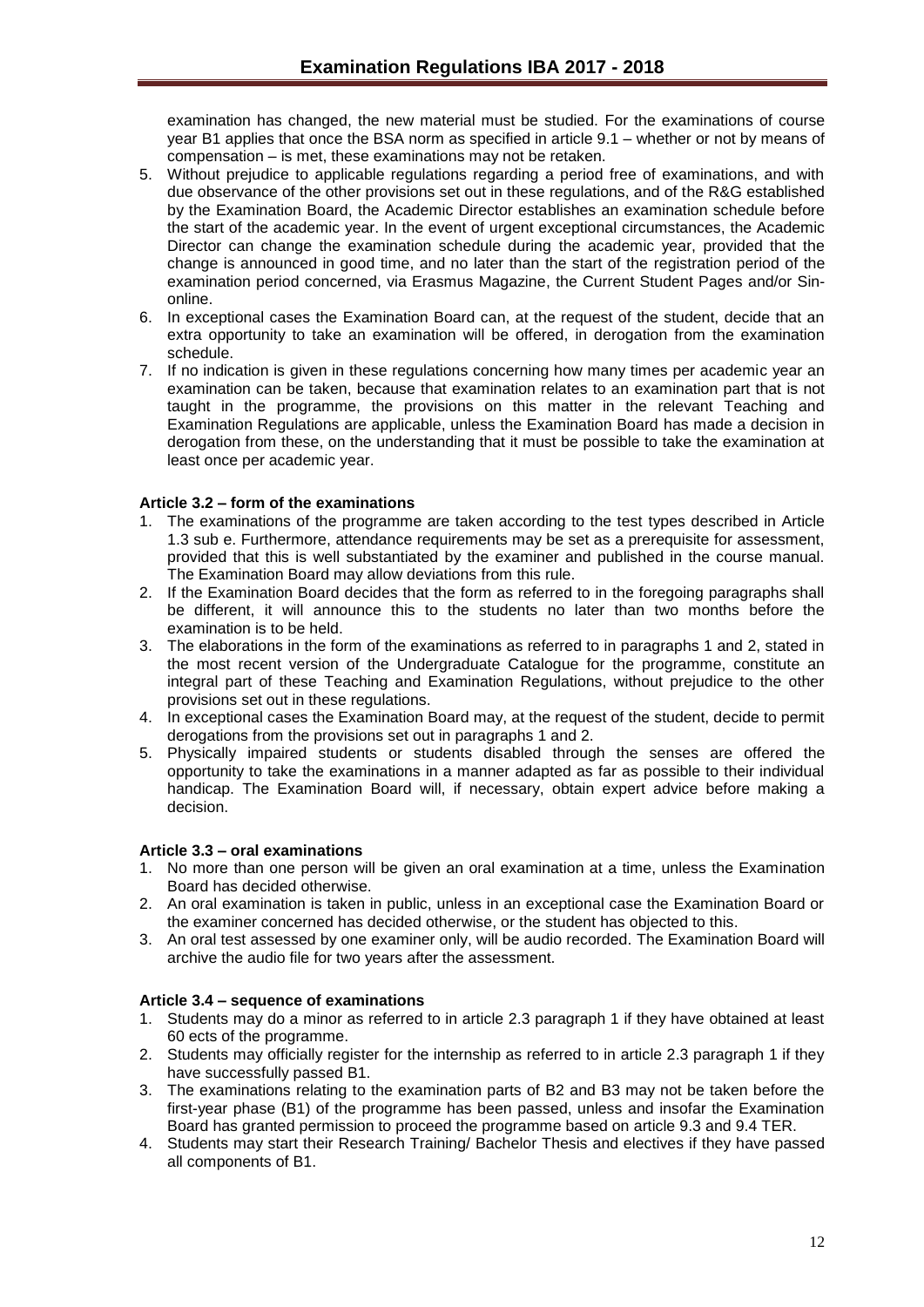examination has changed, the new material must be studied. For the examinations of course year B1 applies that once the BSA norm as specified in article 9.1 – whether or not by means of compensation – is met, these examinations may not be retaken.

5. Without prejudice to applicable regulations regarding a period free of examinations, and with due observance of the other provisions set out in these regulations, and of the R&G established by the Examination Board, the Academic Director establishes an examination schedule before the start of the academic year. In the event of urgent exceptional circumstances, the Academic Director can change the examination schedule during the academic year, provided that the change is announced in good time, and no later than the start of the registration period of the examination period concerned, via Erasmus Magazine, the Current Student Pages and/or Sin-online.
6. In exceptional cases the Examination Board can, at the request of the student, decide that an extra opportunity to take an examination will be offered, in derogation from the examination schedule.
7. If no indication is given in these regulations concerning how many times per academic year an examination can be taken, because that examination relates to an examination part that is not taught in the programme, the provisions on this matter in the relevant Teaching and Examination Regulations are applicable, unless the Examination Board has made a decision in derogation from these, on the understanding that it must be possible to take the examination at least once per academic year.

**Article 3.2 – form of the examinations**

1. The examinations of the programme are taken according to the test types described in Article 1.3 sub e. Furthermore, attendance requirements may be set as a prerequisite for assessment, provided that this is well substantiated by the examiner and published in the course manual. The Examination Board may allow deviations from this rule.
2. If the Examination Board decides that the form as referred to in the foregoing paragraphs shall be different, it will announce this to the students no later than two months before the examination is to be held.
3. The elaborations in the form of the examinations as referred to in paragraphs 1 and 2, stated in the most recent version of the Undergraduate Catalogue for the programme, constitute an integral part of these Teaching and Examination Regulations, without prejudice to the other provisions set out in these regulations.
4. In exceptional cases the Examination Board may, at the request of the student, decide to permit derogations from the provisions set out in paragraphs 1 and 2.
5. Physically impaired students or students disabled through the senses are offered the opportunity to take the examinations in a manner adapted as far as possible to their individual handicap. The Examination Board will, if necessary, obtain expert advice before making a decision.

**Article 3.3 – oral examinations**

1. No more than one person will be given an oral examination at a time, unless the Examination Board has decided otherwise.
2. An oral examination is taken in public, unless in an exceptional case the Examination Board or the examiner concerned has decided otherwise, or the student has objected to this.
3. An oral test assessed by one examiner only, will be audio recorded. The Examination Board will archive the audio file for two years after the assessment.

**Article 3.4 – sequence of examinations**

1. Students may do a minor as referred to in article 2.3 paragraph 1 if they have obtained at least 60 ects of the programme.
2. Students may officially register for the internship as referred to in article 2.3 paragraph 1 if they have successfully passed B1.
3. The examinations relating to the examination parts of B2 and B3 may not be taken before the first-year phase (B1) of the programme has been passed, unless and insofar the Examination Board has granted permission to proceed the programme based on article 9.3 and 9.4 TER.
4. Students may start their Research Training/ Bachelor Thesis and electives if they have passed all components of B1.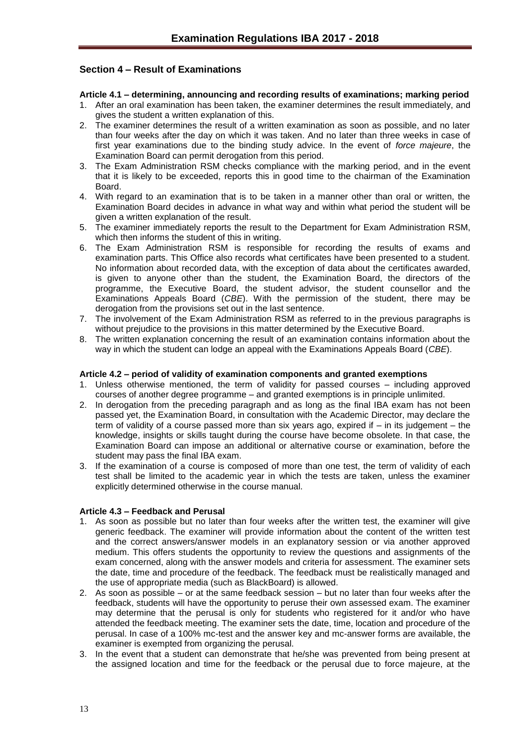## Section 4 – Result of Examinations

**Article 4.1 – determining, announcing and recording results of examinations; marking period**

1. After an oral examination has been taken, the examiner determines the result immediately, and gives the student a written explanation of this.
2. The examiner determines the result of a written examination as soon as possible, and no later than four weeks after the day on which it was taken. And no later than three weeks in case of first year examinations due to the binding study advice. In the event of *force majeure*, the Examination Board can permit derogation from this period.
3. The Exam Administration RSM checks compliance with the marking period, and in the event that it is likely to be exceeded, reports this in good time to the chairman of the Examination Board.
4. With regard to an examination that is to be taken in a manner other than oral or written, the Examination Board decides in advance in what way and within what period the student will be given a written explanation of the result.
5. The examiner immediately reports the result to the Department for Exam Administration RSM, which then informs the student of this in writing.
6. The Exam Administration RSM is responsible for recording the results of exams and examination parts. This Office also records what certificates have been presented to a student. No information about recorded data, with the exception of data about the certificates awarded, is given to anyone other than the student, the Examination Board, the directors of the programme, the Executive Board, the student advisor, the student counsellor and the Examinations Appeals Board (*CBE*). With the permission of the student, there may be derogation from the provisions set out in the last sentence.
7. The involvement of the Exam Administration RSM as referred to in the previous paragraphs is without prejudice to the provisions in this matter determined by the Executive Board.
8. The written explanation concerning the result of an examination contains information about the way in which the student can lodge an appeal with the Examinations Appeals Board (*CBE*).

**Article 4.2 – period of validity of examination components and granted exemptions**

1. Unless otherwise mentioned, the term of validity for passed courses – including approved courses of another degree programme – and granted exemptions is in principle unlimited.
2. In derogation from the preceding paragraph and as long as the final IBA exam has not been passed yet, the Examination Board, in consultation with the Academic Director, may declare the term of validity of a course passed more than six years ago, expired if – in its judgement – the knowledge, insights or skills taught during the course have become obsolete. In that case, the Examination Board can impose an additional or alternative course or examination, before the student may pass the final IBA exam.
3. If the examination of a course is composed of more than one test, the term of validity of each test shall be limited to the academic year in which the tests are taken, unless the examiner explicitly determined otherwise in the course manual.

**Article 4.3 – Feedback and Perusal**

1. As soon as possible but no later than four weeks after the written test, the examiner will give generic feedback. The examiner will provide information about the content of the written test and the correct answers/answer models in an explanatory session or via another approved medium. This offers students the opportunity to review the questions and assignments of the exam concerned, along with the answer models and criteria for assessment. The examiner sets the date, time and procedure of the feedback. The feedback must be realistically managed and the use of appropriate media (such as BlackBoard) is allowed.
2. As soon as possible – or at the same feedback session – but no later than four weeks after the feedback, students will have the opportunity to peruse their own assessed exam. The examiner may determine that the perusal is only for students who registered for it and/or who have attended the feedback meeting. The examiner sets the date, time, location and procedure of the perusal. In case of a 100% mc-test and the answer key and mc-answer forms are available, the examiner is exempted from organizing the perusal.
3. In the event that a student can demonstrate that he/she was prevented from being present at the assigned location and time for the feedback or the perusal due to force majeure, at the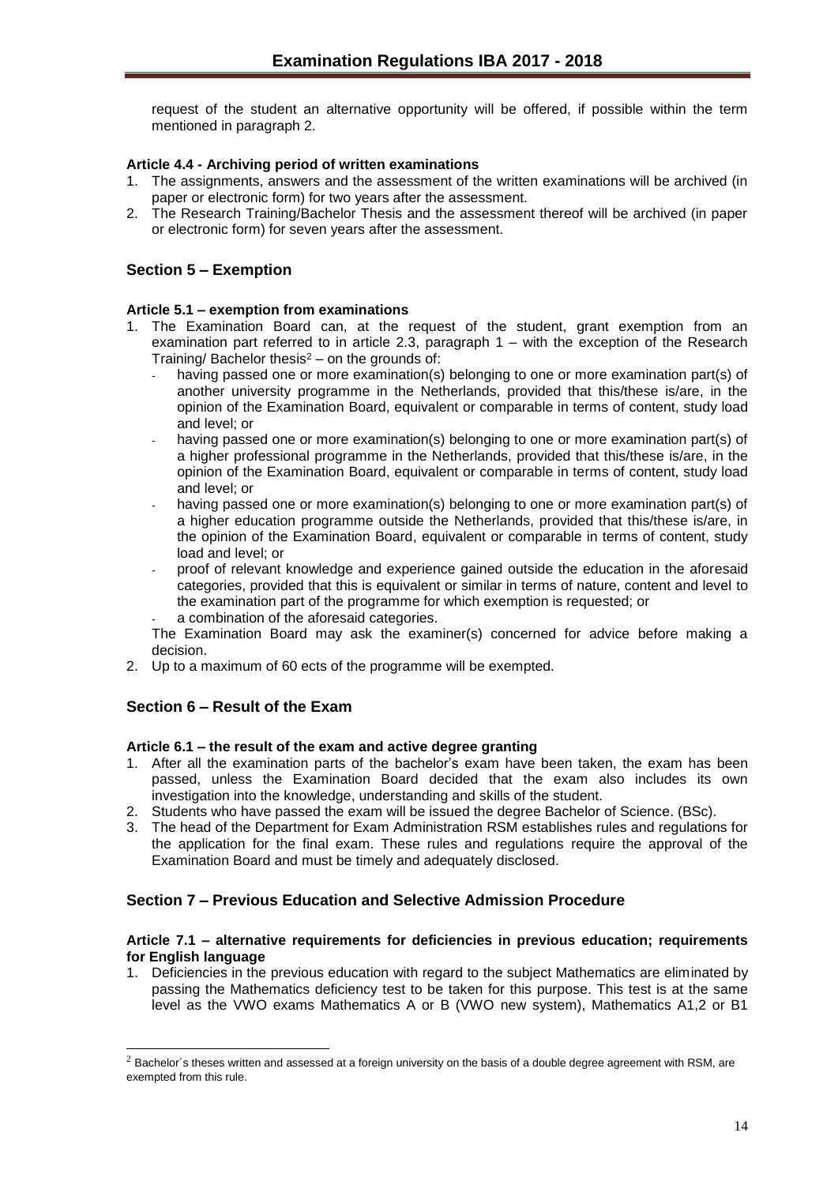request of the student an alternative opportunity will be offered, if possible within the term mentioned in paragraph 2.

#### Article 4.4 - Archiving period of written examinations

1. The assignments, answers and the assessment of the written examinations will be archived (in paper or electronic form) for two years after the assessment.
2. The Research Training/Bachelor Thesis and the assessment thereof will be archived (in paper or electronic form) for seven years after the assessment.

## Section 5 – Exemption

#### Article 5.1 – exemption from examinations

1. The Examination Board can, at the request of the student, grant exemption from an examination part referred to in article 2.3, paragraph 1 – with the exception of the Research Training/ Bachelor thesis[2] – on the grounds of:
   - having passed one or more examination(s) belonging to one or more examination part(s) of another university programme in the Netherlands, provided that this/these is/are, in the opinion of the Examination Board, equivalent or comparable in terms of content, study load and level; or
   - having passed one or more examination(s) belonging to one or more examination part(s) of a higher professional programme in the Netherlands, provided that this/these is/are, in the opinion of the Examination Board, equivalent or comparable in terms of content, study load and level; or
   - having passed one or more examination(s) belonging to one or more examination part(s) of a higher education programme outside the Netherlands, provided that this/these is/are, in the opinion of the Examination Board, equivalent or comparable in terms of content, study load and level; or
   - proof of relevant knowledge and experience gained outside the education in the aforesaid categories, provided that this is equivalent or similar in terms of nature, content and level to the examination part of the programme for which exemption is requested; or
   - a combination of the aforesaid categories.

   The Examination Board may ask the examiner(s) concerned for advice before making a decision.
2. Up to a maximum of 60 ects of the programme will be exempted.

## Section 6 – Result of the Exam

#### Article 6.1 – the result of the exam and active degree granting

1. After all the examination parts of the bachelor's exam have been taken, the exam has been passed, unless the Examination Board decided that the exam also includes its own investigation into the knowledge, understanding and skills of the student.
2. Students who have passed the exam will be issued the degree Bachelor of Science. (BSc).
3. The head of the Department for Exam Administration RSM establishes rules and regulations for the application for the final exam. These rules and regulations require the approval of the Examination Board and must be timely and adequately disclosed.

## Section 7 – Previous Education and Selective Admission Procedure

#### Article 7.1 – alternative requirements for deficiencies in previous education; requirements for English language

1. Deficiencies in the previous education with regard to the subject Mathematics are eliminated by passing the Mathematics deficiency test to be taken for this purpose. This test is at the same level as the VWO exams Mathematics A or B (VWO new system), Mathematics A1,2 or B1

---

[2] Bachelor´s theses written and assessed at a foreign university on the basis of a double degree agreement with RSM, are exempted from this rule.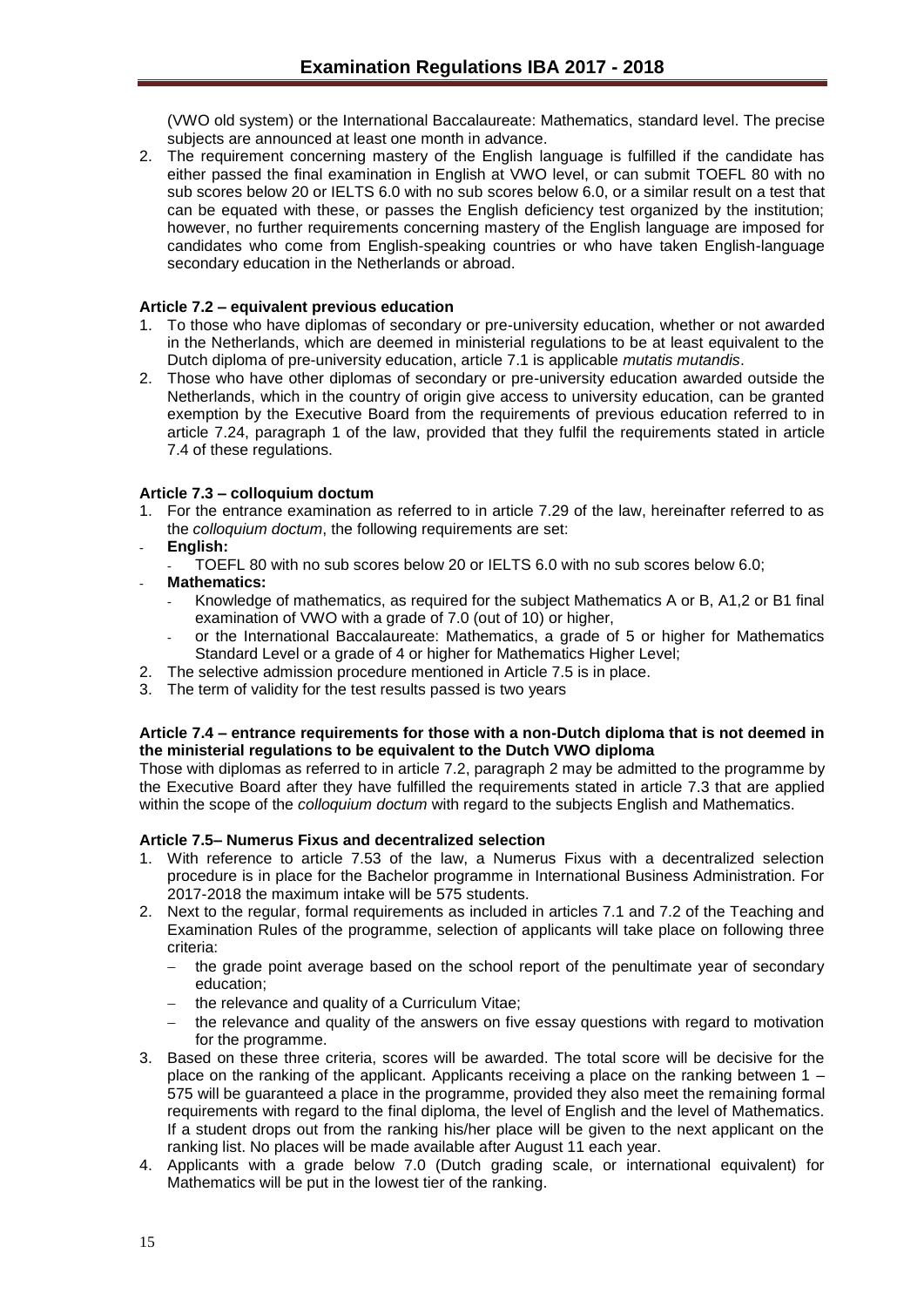(VWO old system) or the International Baccalaureate: Mathematics, standard level. The precise subjects are announced at least one month in advance.

2. The requirement concerning mastery of the English language is fulfilled if the candidate has either passed the final examination in English at VWO level, or can submit TOEFL 80 with no sub scores below 20 or IELTS 6.0 with no sub scores below 6.0, or a similar result on a test that can be equated with these, or passes the English deficiency test organized by the institution; however, no further requirements concerning mastery of the English language are imposed for candidates who come from English-speaking countries or who have taken English-language secondary education in the Netherlands or abroad.

#### Article 7.2 – equivalent previous education

1. To those who have diplomas of secondary or pre-university education, whether or not awarded in the Netherlands, which are deemed in ministerial regulations to be at least equivalent to the Dutch diploma of pre-university education, article 7.1 is applicable *mutatis mutandis*.
2. Those who have other diplomas of secondary or pre-university education awarded outside the Netherlands, which in the country of origin give access to university education, can be granted exemption by the Executive Board from the requirements of previous education referred to in article 7.24, paragraph 1 of the law, provided that they fulfil the requirements stated in article 7.4 of these regulations.

#### Article 7.3 – colloquium doctum

1. For the entrance examination as referred to in article 7.29 of the law, hereinafter referred to as the *colloquium doctum*, the following requirements are set:
   - **English:**
     - TOEFL 80 with no sub scores below 20 or IELTS 6.0 with no sub scores below 6.0;
   - **Mathematics:**
     - Knowledge of mathematics, as required for the subject Mathematics A or B, A1,2 or B1 final examination of VWO with a grade of 7.0 (out of 10) or higher,
     - or the International Baccalaureate: Mathematics, a grade of 5 or higher for Mathematics Standard Level or a grade of 4 or higher for Mathematics Higher Level;
2. The selective admission procedure mentioned in Article 7.5 is in place.
3. The term of validity for the test results passed is two years

#### Article 7.4 – entrance requirements for those with a non-Dutch diploma that is not deemed in the ministerial regulations to be equivalent to the Dutch VWO diploma

Those with diplomas as referred to in article 7.2, paragraph 2 may be admitted to the programme by the Executive Board after they have fulfilled the requirements stated in article 7.3 that are applied within the scope of the *colloquium doctum* with regard to the subjects English and Mathematics.

#### Article 7.5– Numerus Fixus and decentralized selection

1. With reference to article 7.53 of the law, a Numerus Fixus with a decentralized selection procedure is in place for the Bachelor programme in International Business Administration. For 2017-2018 the maximum intake will be 575 students.
2. Next to the regular, formal requirements as included in articles 7.1 and 7.2 of the Teaching and Examination Rules of the programme, selection of applicants will take place on following three criteria:
   - the grade point average based on the school report of the penultimate year of secondary education;
   - the relevance and quality of a Curriculum Vitae;
   - the relevance and quality of the answers on five essay questions with regard to motivation for the programme.
3. Based on these three criteria, scores will be awarded. The total score will be decisive for the place on the ranking of the applicant. Applicants receiving a place on the ranking between 1 – 575 will be guaranteed a place in the programme, provided they also meet the remaining formal requirements with regard to the final diploma, the level of English and the level of Mathematics. If a student drops out from the ranking his/her place will be given to the next applicant on the ranking list. No places will be made available after August 11 each year.
4. Applicants with a grade below 7.0 (Dutch grading scale, or international equivalent) for Mathematics will be put in the lowest tier of the ranking.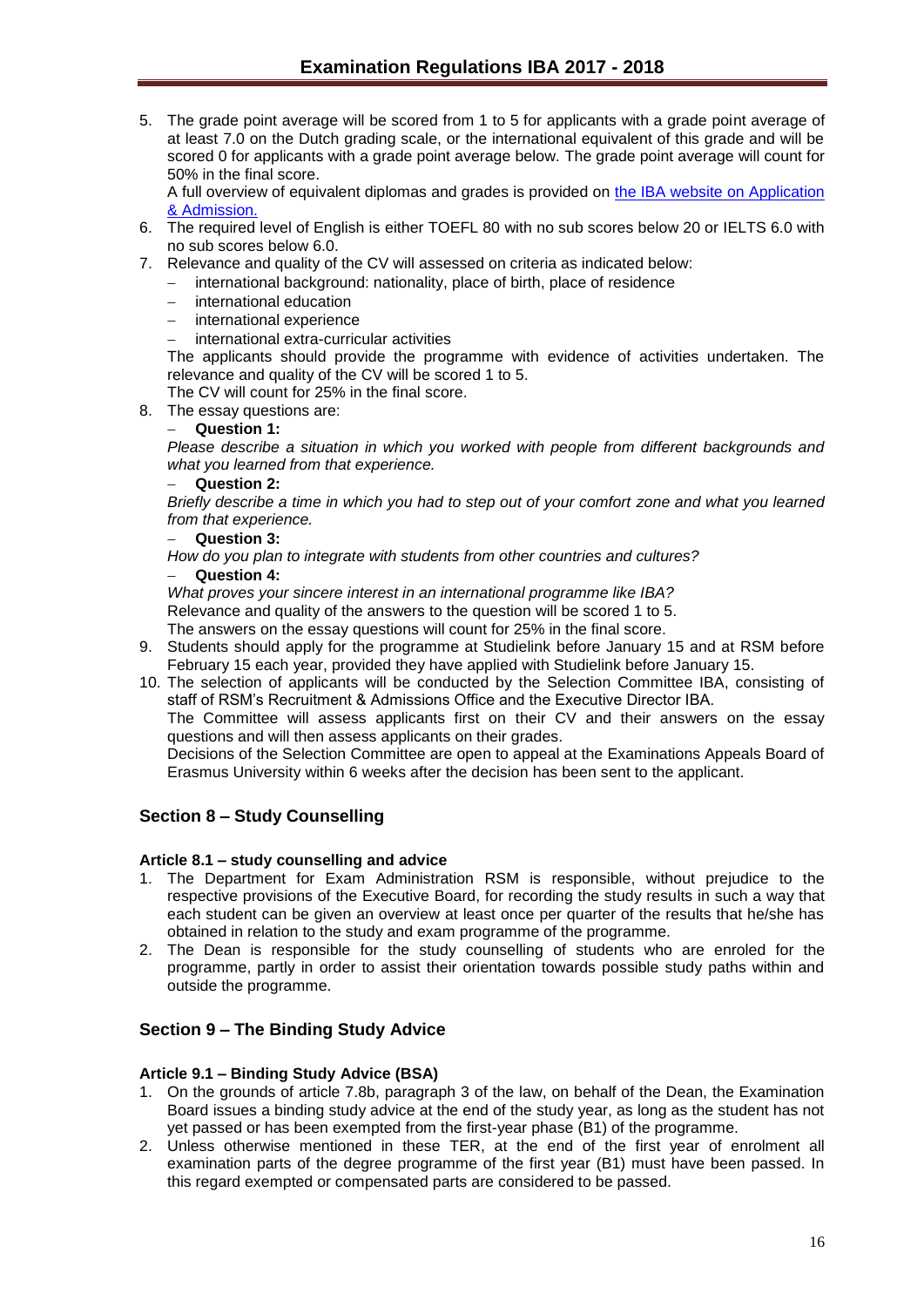5. The grade point average will be scored from 1 to 5 for applicants with a grade point average of at least 7.0 on the Dutch grading scale, or the international equivalent of this grade and will be scored 0 for applicants with a grade point average below. The grade point average will count for 50% in the final score.
   A full overview of equivalent diplomas and grades is provided on [the IBA website on Application & Admission.]()
6. The required level of English is either TOEFL 80 with no sub scores below 20 or IELTS 6.0 with no sub scores below 6.0.
7. Relevance and quality of the CV will assessed on criteria as indicated below:
   - international background: nationality, place of birth, place of residence
   - international education
   - international experience
   - international extra-curricular activities

   The applicants should provide the programme with evidence of activities undertaken. The relevance and quality of the CV will be scored 1 to 5.
   The CV will count for 25% in the final score.
8. The essay questions are:
   - **Question 1:**
     *Please describe a situation in which you worked with people from different backgrounds and what you learned from that experience.*
   - **Question 2:**
     *Briefly describe a time in which you had to step out of your comfort zone and what you learned from that experience.*
   - **Question 3:**
     *How do you plan to integrate with students from other countries and cultures?*
   - **Question 4:**
     *What proves your sincere interest in an international programme like IBA?*

   Relevance and quality of the answers to the question will be scored 1 to 5.
   The answers on the essay questions will count for 25% in the final score.
9. Students should apply for the programme at Studielink before January 15 and at RSM before February 15 each year, provided they have applied with Studielink before January 15.
10. The selection of applicants will be conducted by the Selection Committee IBA, consisting of staff of RSM's Recruitment & Admissions Office and the Executive Director IBA.
    The Committee will assess applicants first on their CV and their answers on the essay questions and will then assess applicants on their grades.
    Decisions of the Selection Committee are open to appeal at the Examinations Appeals Board of Erasmus University within 6 weeks after the decision has been sent to the applicant.

## Section 8 – Study Counselling

### Article 8.1 – study counselling and advice

1. The Department for Exam Administration RSM is responsible, without prejudice to the respective provisions of the Executive Board, for recording the study results in such a way that each student can be given an overview at least once per quarter of the results that he/she has obtained in relation to the study and exam programme of the programme.
2. The Dean is responsible for the study counselling of students who are enroled for the programme, partly in order to assist their orientation towards possible study paths within and outside the programme.

## Section 9 – The Binding Study Advice

### Article 9.1 – Binding Study Advice (BSA)

1. On the grounds of article 7.8b, paragraph 3 of the law, on behalf of the Dean, the Examination Board issues a binding study advice at the end of the study year, as long as the student has not yet passed or has been exempted from the first-year phase (B1) of the programme.
2. Unless otherwise mentioned in these TER, at the end of the first year of enrolment all examination parts of the degree programme of the first year (B1) must have been passed. In this regard exempted or compensated parts are considered to be passed.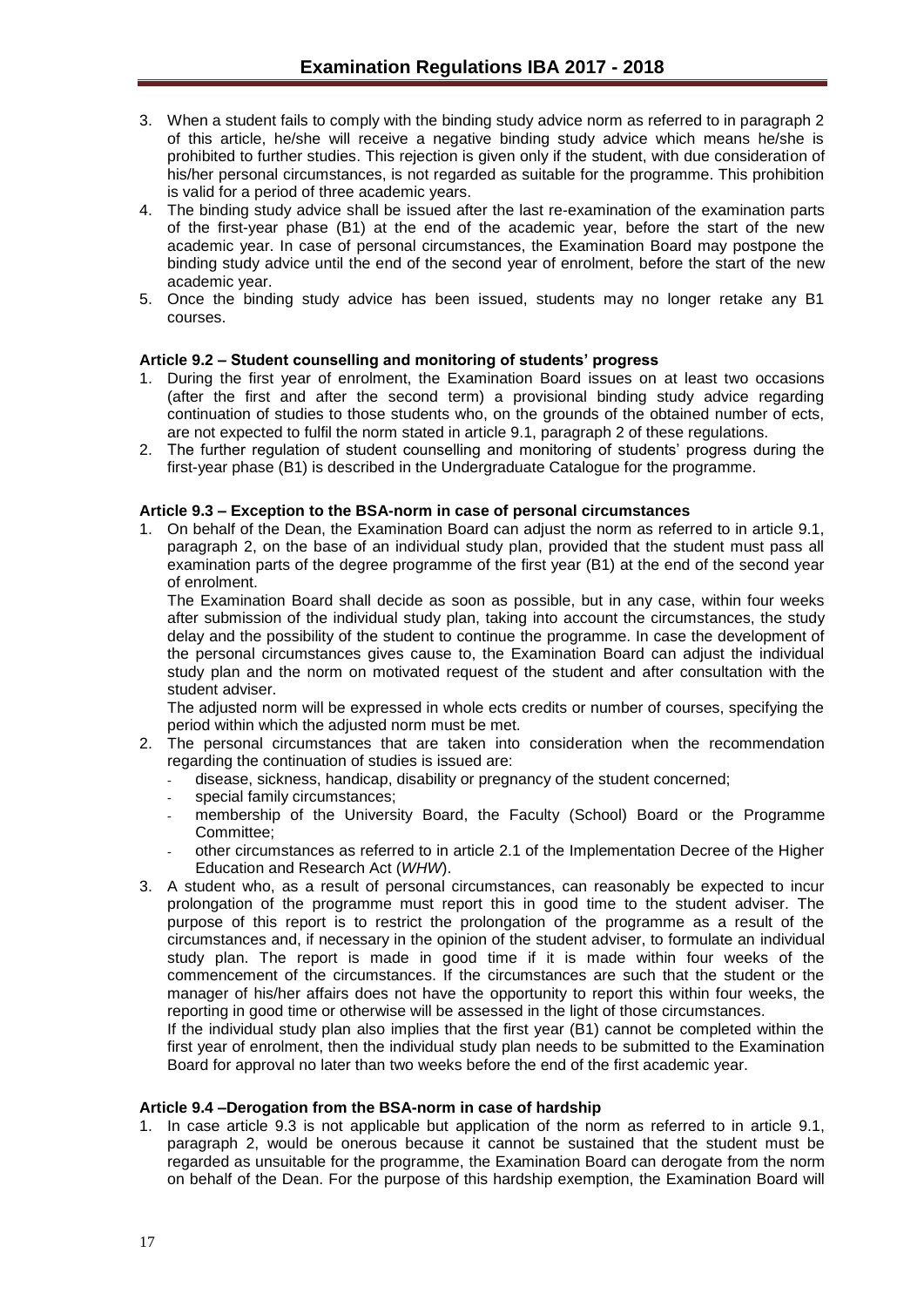3. When a student fails to comply with the binding study advice norm as referred to in paragraph 2 of this article, he/she will receive a negative binding study advice which means he/she is prohibited to further studies. This rejection is given only if the student, with due consideration of his/her personal circumstances, is not regarded as suitable for the programme. This prohibition is valid for a period of three academic years.
4. The binding study advice shall be issued after the last re-examination of the examination parts of the first-year phase (B1) at the end of the academic year, before the start of the new academic year. In case of personal circumstances, the Examination Board may postpone the binding study advice until the end of the second year of enrolment, before the start of the new academic year.
5. Once the binding study advice has been issued, students may no longer retake any B1 courses.

#### Article 9.2 – Student counselling and monitoring of students' progress

1. During the first year of enrolment, the Examination Board issues on at least two occasions (after the first and after the second term) a provisional binding study advice regarding continuation of studies to those students who, on the grounds of the obtained number of ects, are not expected to fulfil the norm stated in article 9.1, paragraph 2 of these regulations.
2. The further regulation of student counselling and monitoring of students' progress during the first-year phase (B1) is described in the Undergraduate Catalogue for the programme.

#### Article 9.3 – Exception to the BSA-norm in case of personal circumstances

1. On behalf of the Dean, the Examination Board can adjust the norm as referred to in article 9.1, paragraph 2, on the base of an individual study plan, provided that the student must pass all examination parts of the degree programme of the first year (B1) at the end of the second year of enrolment.
   The Examination Board shall decide as soon as possible, but in any case, within four weeks after submission of the individual study plan, taking into account the circumstances, the study delay and the possibility of the student to continue the programme. In case the development of the personal circumstances gives cause to, the Examination Board can adjust the individual study plan and the norm on motivated request of the student and after consultation with the student adviser.
   The adjusted norm will be expressed in whole ects credits or number of courses, specifying the period within which the adjusted norm must be met.
2. The personal circumstances that are taken into consideration when the recommendation regarding the continuation of studies is issued are:
   - disease, sickness, handicap, disability or pregnancy of the student concerned;
   - special family circumstances;
   - membership of the University Board, the Faculty (School) Board or the Programme Committee;
   - other circumstances as referred to in article 2.1 of the Implementation Decree of the Higher Education and Research Act (*WHW*).
3. A student who, as a result of personal circumstances, can reasonably be expected to incur prolongation of the programme must report this in good time to the student adviser. The purpose of this report is to restrict the prolongation of the programme as a result of the circumstances and, if necessary in the opinion of the student adviser, to formulate an individual study plan. The report is made in good time if it is made within four weeks of the commencement of the circumstances. If the circumstances are such that the student or the manager of his/her affairs does not have the opportunity to report this within four weeks, the reporting in good time or otherwise will be assessed in the light of those circumstances.
   If the individual study plan also implies that the first year (B1) cannot be completed within the first year of enrolment, then the individual study plan needs to be submitted to the Examination Board for approval no later than two weeks before the end of the first academic year.

#### Article 9.4 –Derogation from the BSA-norm in case of hardship

1. In case article 9.3 is not applicable but application of the norm as referred to in article 9.1, paragraph 2, would be onerous because it cannot be sustained that the student must be regarded as unsuitable for the programme, the Examination Board can derogate from the norm on behalf of the Dean. For the purpose of this hardship exemption, the Examination Board will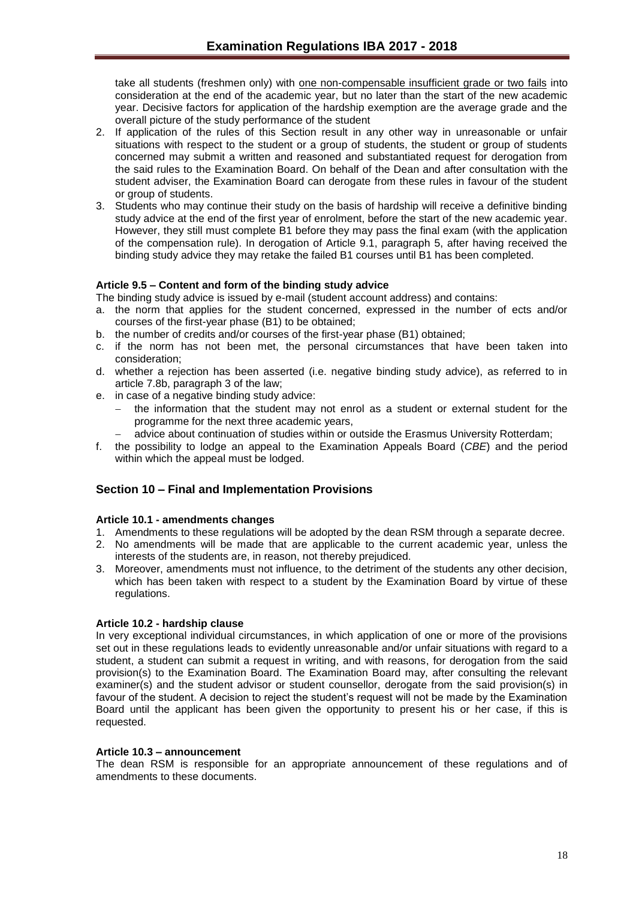take all students (freshmen only) with <u>one non-compensable insufficient grade or two fails</u> into consideration at the end of the academic year, but no later than the start of the new academic year. Decisive factors for application of the hardship exemption are the average grade and the overall picture of the study performance of the student

2. If application of the rules of this Section result in any other way in unreasonable or unfair situations with respect to the student or a group of students, the student or group of students concerned may submit a written and reasoned and substantiated request for derogation from the said rules to the Examination Board. On behalf of the Dean and after consultation with the student adviser, the Examination Board can derogate from these rules in favour of the student or group of students.
3. Students who may continue their study on the basis of hardship will receive a definitive binding study advice at the end of the first year of enrolment, before the start of the new academic year. However, they still must complete B1 before they may pass the final exam (with the application of the compensation rule). In derogation of Article 9.1, paragraph 5, after having received the binding study advice they may retake the failed B1 courses until B1 has been completed.

#### Article 9.5 – Content and form of the binding study advice

The binding study advice is issued by e-mail (student account address) and contains:

a. the norm that applies for the student concerned, expressed in the number of ects and/or courses of the first-year phase (B1) to be obtained;
b. the number of credits and/or courses of the first-year phase (B1) obtained;
c. if the norm has not been met, the personal circumstances that have been taken into consideration;
d. whether a rejection has been asserted (i.e. negative binding study advice), as referred to in article 7.8b, paragraph 3 of the law;
e. in case of a negative binding study advice:
   - the information that the student may not enrol as a student or external student for the programme for the next three academic years,
   - advice about continuation of studies within or outside the Erasmus University Rotterdam;
f. the possibility to lodge an appeal to the Examination Appeals Board (*CBE*) and the period within which the appeal must be lodged.

## Section 10 – Final and Implementation Provisions

#### Article 10.1 - amendments changes

1. Amendments to these regulations will be adopted by the dean RSM through a separate decree.
2. No amendments will be made that are applicable to the current academic year, unless the interests of the students are, in reason, not thereby prejudiced.
3. Moreover, amendments must not influence, to the detriment of the students any other decision, which has been taken with respect to a student by the Examination Board by virtue of these regulations.

#### Article 10.2 - hardship clause

In very exceptional individual circumstances, in which application of one or more of the provisions set out in these regulations leads to evidently unreasonable and/or unfair situations with regard to a student, a student can submit a request in writing, and with reasons, for derogation from the said provision(s) to the Examination Board. The Examination Board may, after consulting the relevant examiner(s) and the student advisor or student counsellor, derogate from the said provision(s) in favour of the student. A decision to reject the student's request will not be made by the Examination Board until the applicant has been given the opportunity to present his or her case, if this is requested.

#### Article 10.3 – announcement

The dean RSM is responsible for an appropriate announcement of these regulations and of amendments to these documents.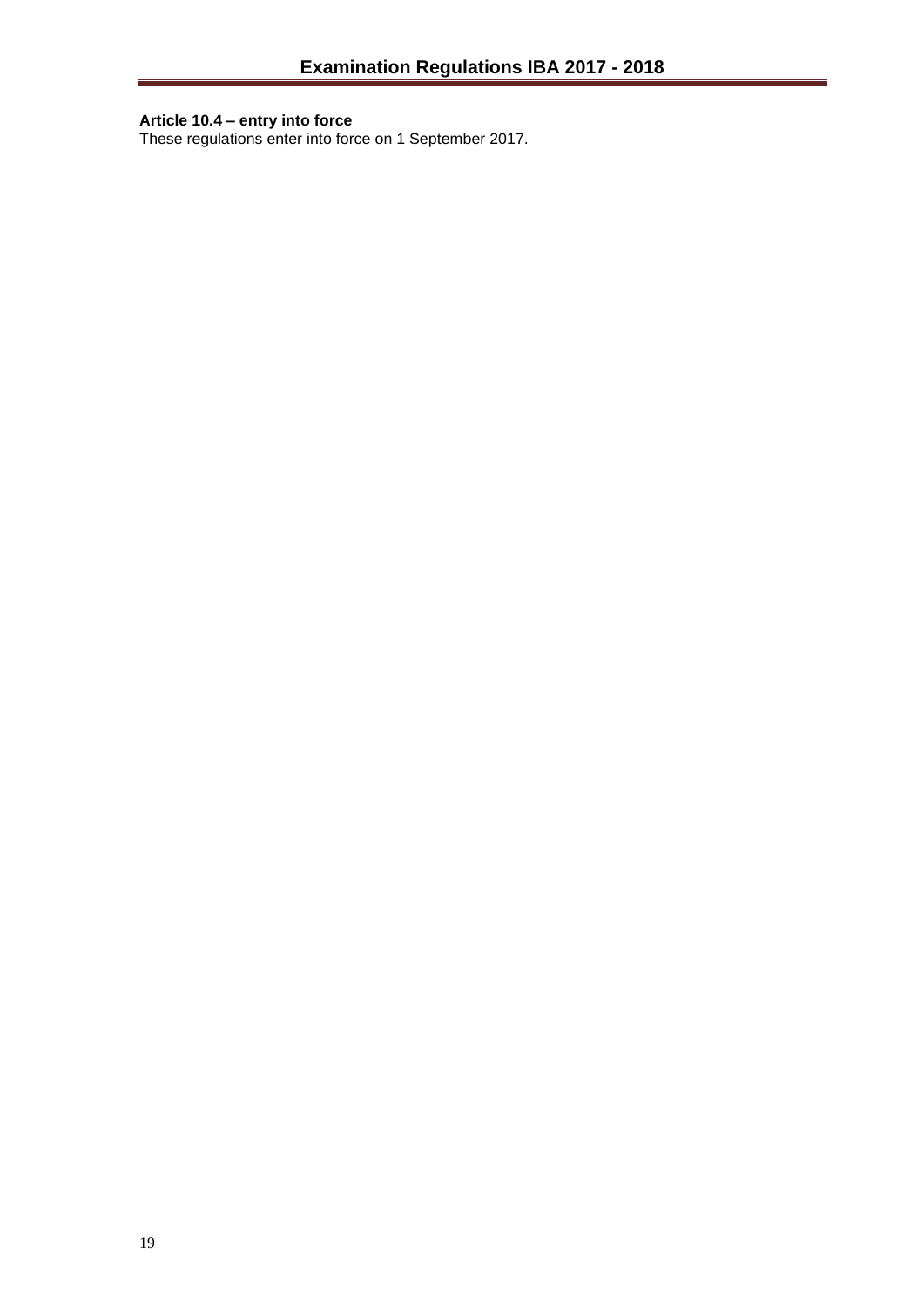**Article 10.4 – entry into force**
These regulations enter into force on 1 September 2017.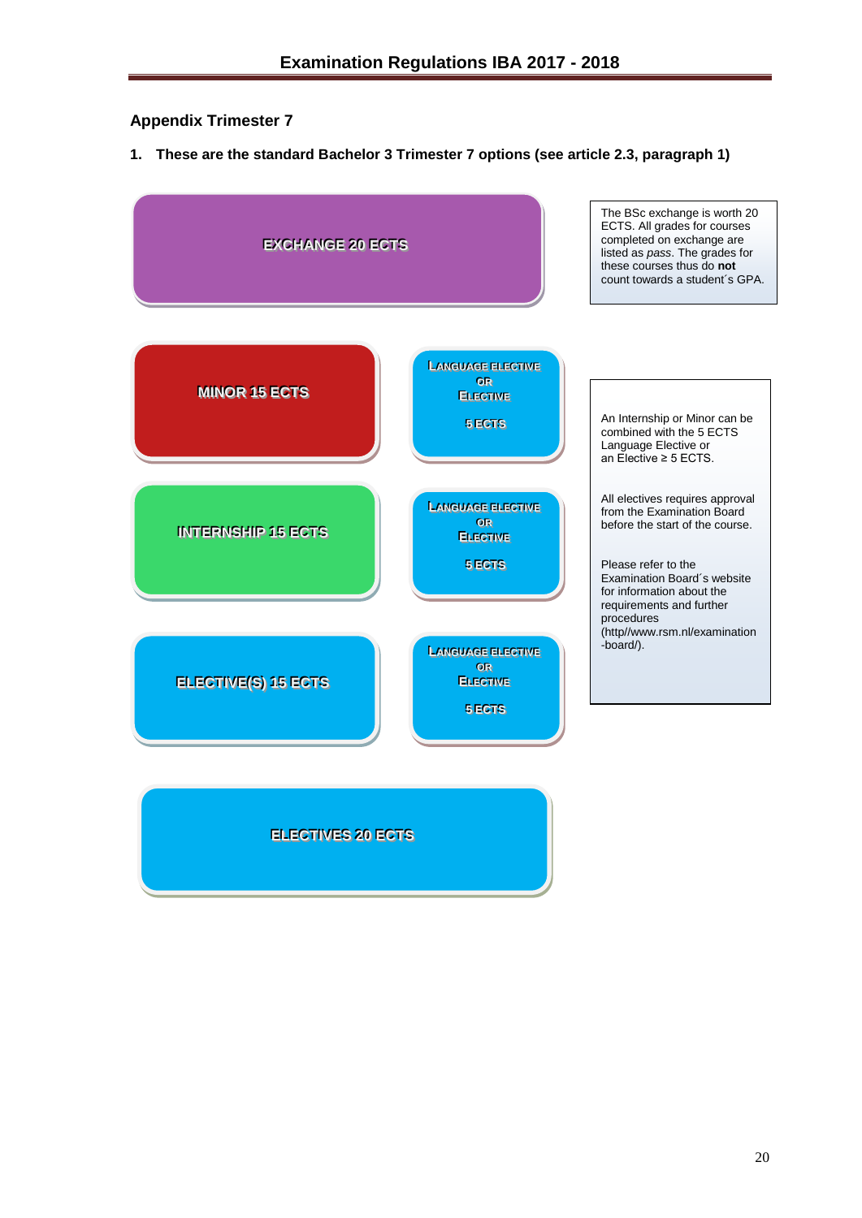## Appendix Trimester 7

1. **These are the standard Bachelor 3 Trimester 7 options (see article 2.3, paragraph 1)**

**EXCHANGE 20 ECTS**

The BSc exchange is worth 20 ECTS. All grades for courses completed on exchange are listed as *pass*. The grades for these courses thus do **not** count towards a student´s GPA.

**MINOR 15 ECTS**

**LANGUAGE ELECTIVE OR ELECTIVE 5 ECTS**

**INTERNSHIP 15 ECTS**

**LANGUAGE ELECTIVE OR ELECTIVE 5 ECTS**

**ELECTIVE(S) 15 ECTS**

**LANGUAGE ELECTIVE OR ELECTIVE 5 ECTS**

An Internship or Minor can be combined with the 5 ECTS Language Elective or an Elective ≥ 5 ECTS.

All electives requires approval from the Examination Board before the start of the course.

Please refer to the Examination Board´s website for information about the requirements and further procedures (http//www.rsm.nl/examination-board/).

**ELECTIVES 20 ECTS**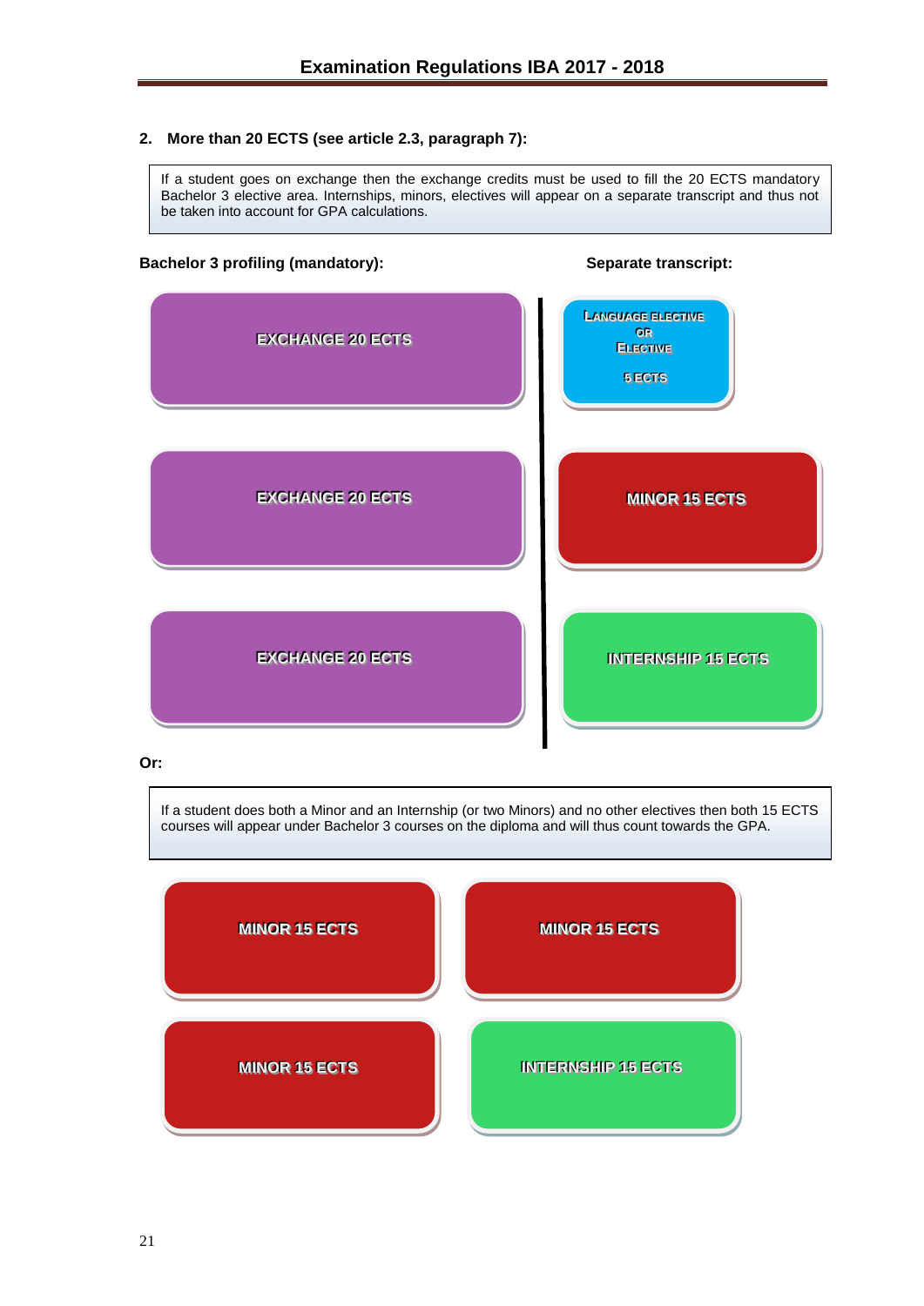## 2. More than 20 ECTS (see article 2.3, paragraph 7):

> If a student goes on exchange then the exchange credits must be used to fill the 20 ECTS mandatory Bachelor 3 elective area. Internships, minors, electives will appear on a separate transcript and thus not be taken into account for GPA calculations.

| Bachelor 3 profiling (mandatory): | Separate transcript: |
|---|---|
| EXCHANGE 20 ECTS | LANGUAGE ELECTIVE OR ELECTIVE 5 ECTS |
| EXCHANGE 20 ECTS | MINOR 15 ECTS |
| EXCHANGE 20 ECTS | INTERNSHIP 15 ECTS |

**Or:**

> If a student does both a Minor and an Internship (or two Minors) and no other electives then both 15 ECTS courses will appear under Bachelor 3 courses on the diploma and will thus count towards the GPA.

| | |
|---|---|
| MINOR 15 ECTS | MINOR 15 ECTS |
| MINOR 15 ECTS | INTERNSHIP 15 ECTS |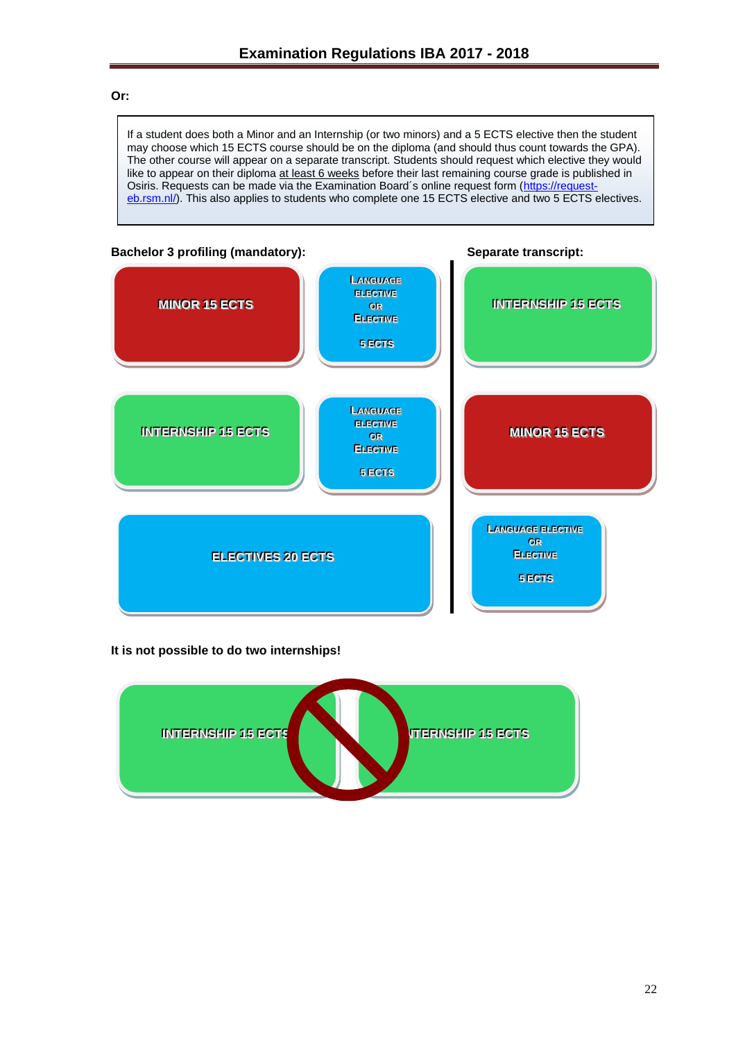**Or:**

> If a student does both a Minor and an Internship (or two minors) and a 5 ECTS elective then the student may choose which 15 ECTS course should be on the diploma (and should thus count towards the GPA). The other course will appear on a separate transcript. Students should request which elective they would like to appear on their diploma at least 6 weeks before their last remaining course grade is published in Osiris. Requests can be made via the Examination Board´s online request form (https://request-eb.rsm.nl/). This also applies to students who complete one 15 ECTS elective and two 5 ECTS electives.

| Bachelor 3 profiling (mandatory): | | Separate transcript: |
|---|---|---|
| MINOR 15 ECTS | LANGUAGE ELECTIVE OR ELECTIVE 5 ECTS | INTERNSHIP 15 ECTS |
| INTERNSHIP 15 ECTS | LANGUAGE ELECTIVE OR ELECTIVE 5 ECTS | MINOR 15 ECTS |
| ELECTIVES 20 ECTS | | LANGUAGE ELECTIVE OR ELECTIVE 5 ECTS |

**It is not possible to do two internships!**

| INTERNSHIP 15 ECTS | INTERNSHIP 15 ECTS |
|---|---|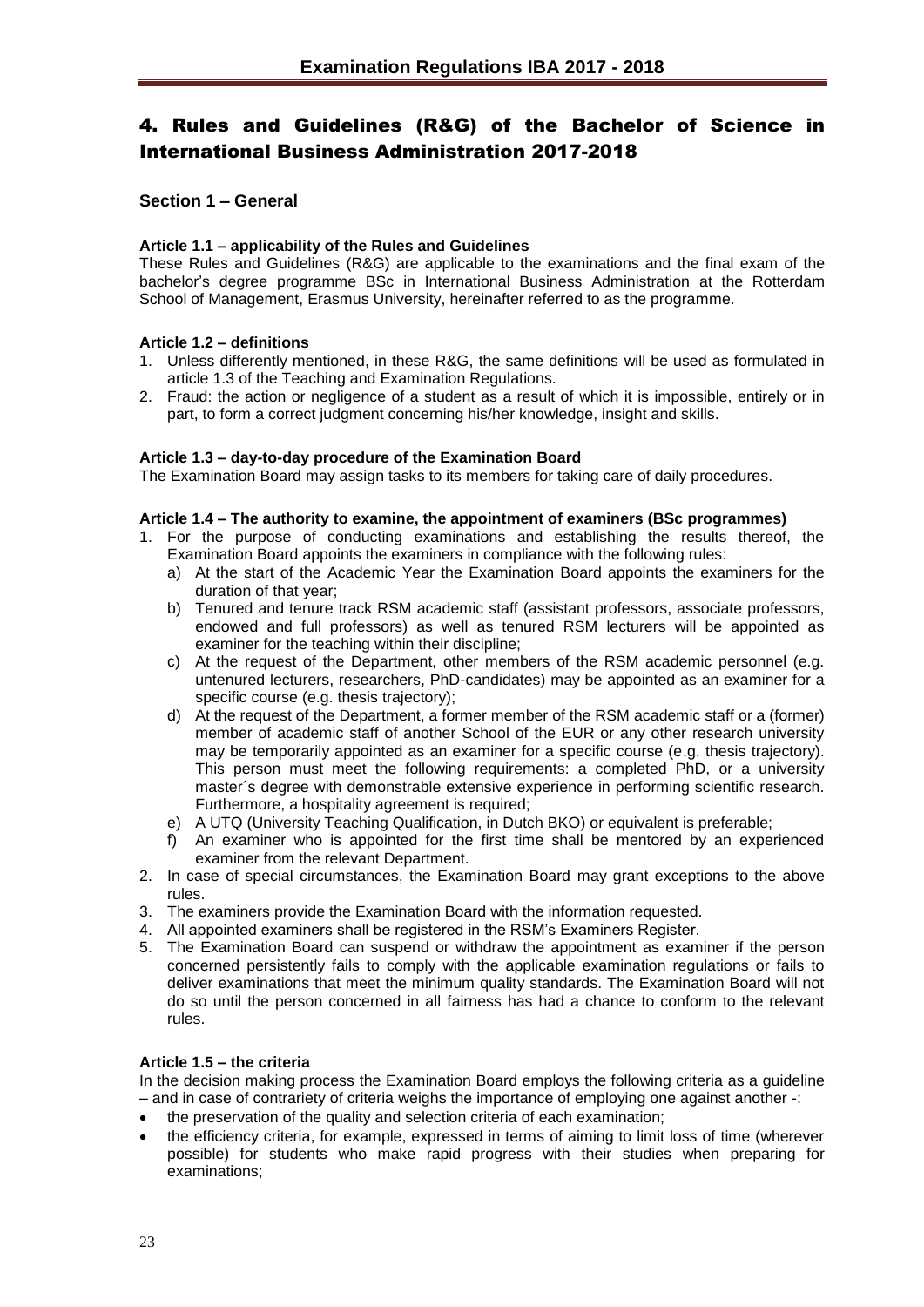# 4. Rules and Guidelines (R&G) of the Bachelor of Science in International Business Administration 2017-2018

## Section 1 – General

**Article 1.1 – applicability of the Rules and Guidelines**

These Rules and Guidelines (R&G) are applicable to the examinations and the final exam of the bachelor's degree programme BSc in International Business Administration at the Rotterdam School of Management, Erasmus University, hereinafter referred to as the programme.

**Article 1.2 – definitions**

1. Unless differently mentioned, in these R&G, the same definitions will be used as formulated in article 1.3 of the Teaching and Examination Regulations.
2. Fraud: the action or negligence of a student as a result of which it is impossible, entirely or in part, to form a correct judgment concerning his/her knowledge, insight and skills.

**Article 1.3 – day-to-day procedure of the Examination Board**

The Examination Board may assign tasks to its members for taking care of daily procedures.

**Article 1.4 – The authority to examine, the appointment of examiners (BSc programmes)**

1. For the purpose of conducting examinations and establishing the results thereof, the Examination Board appoints the examiners in compliance with the following rules:
   a) At the start of the Academic Year the Examination Board appoints the examiners for the duration of that year;
   b) Tenured and tenure track RSM academic staff (assistant professors, associate professors, endowed and full professors) as well as tenured RSM lecturers will be appointed as examiner for the teaching within their discipline;
   c) At the request of the Department, other members of the RSM academic personnel (e.g. untenured lecturers, researchers, PhD-candidates) may be appointed as an examiner for a specific course (e.g. thesis trajectory);
   d) At the request of the Department, a former member of the RSM academic staff or a (former) member of academic staff of another School of the EUR or any other research university may be temporarily appointed as an examiner for a specific course (e.g. thesis trajectory). This person must meet the following requirements: a completed PhD, or a university master´s degree with demonstrable extensive experience in performing scientific research. Furthermore, a hospitality agreement is required;
   e) A UTQ (University Teaching Qualification, in Dutch BKO) or equivalent is preferable;
   f) An examiner who is appointed for the first time shall be mentored by an experienced examiner from the relevant Department.
2. In case of special circumstances, the Examination Board may grant exceptions to the above rules.
3. The examiners provide the Examination Board with the information requested.
4. All appointed examiners shall be registered in the RSM's Examiners Register.
5. The Examination Board can suspend or withdraw the appointment as examiner if the person concerned persistently fails to comply with the applicable examination regulations or fails to deliver examinations that meet the minimum quality standards. The Examination Board will not do so until the person concerned in all fairness has had a chance to conform to the relevant rules.

**Article 1.5 – the criteria**

In the decision making process the Examination Board employs the following criteria as a guideline – and in case of contrariety of criteria weighs the importance of employing one against another -:

- the preservation of the quality and selection criteria of each examination;
- the efficiency criteria, for example, expressed in terms of aiming to limit loss of time (wherever possible) for students who make rapid progress with their studies when preparing for examinations;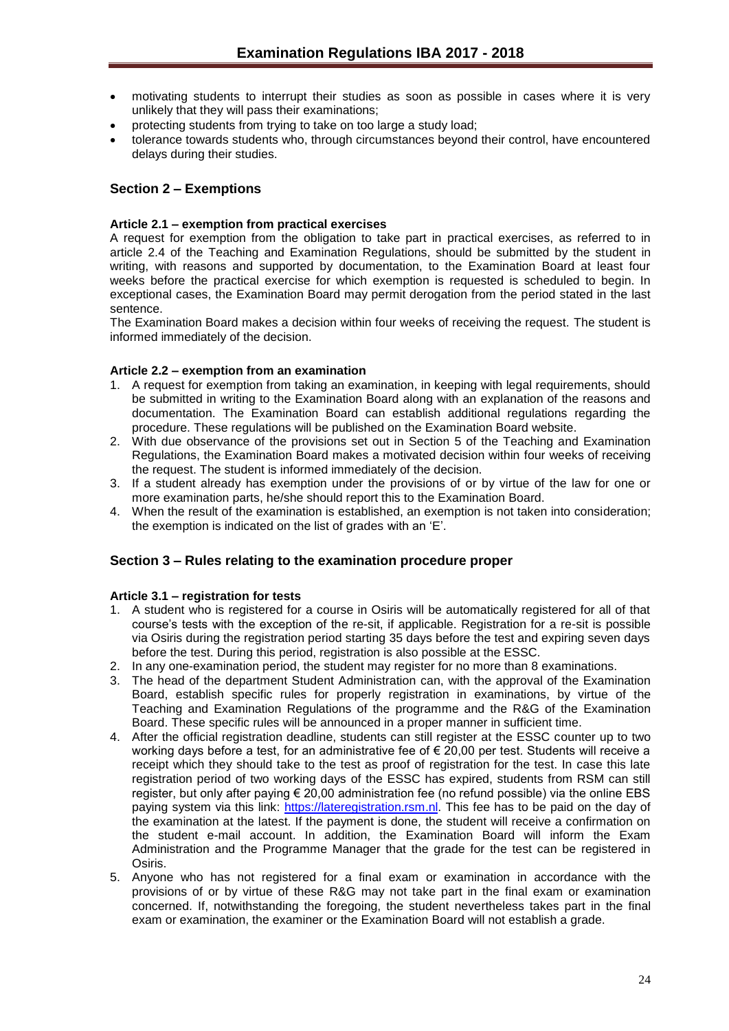- motivating students to interrupt their studies as soon as possible in cases where it is very unlikely that they will pass their examinations;
- protecting students from trying to take on too large a study load;
- tolerance towards students who, through circumstances beyond their control, have encountered delays during their studies.

## Section 2 – Exemptions

### Article 2.1 – exemption from practical exercises

A request for exemption from the obligation to take part in practical exercises, as referred to in article 2.4 of the Teaching and Examination Regulations, should be submitted by the student in writing, with reasons and supported by documentation, to the Examination Board at least four weeks before the practical exercise for which exemption is requested is scheduled to begin. In exceptional cases, the Examination Board may permit derogation from the period stated in the last sentence.

The Examination Board makes a decision within four weeks of receiving the request. The student is informed immediately of the decision.

### Article 2.2 – exemption from an examination

1. A request for exemption from taking an examination, in keeping with legal requirements, should be submitted in writing to the Examination Board along with an explanation of the reasons and documentation. The Examination Board can establish additional regulations regarding the procedure. These regulations will be published on the Examination Board website.
2. With due observance of the provisions set out in Section 5 of the Teaching and Examination Regulations, the Examination Board makes a motivated decision within four weeks of receiving the request. The student is informed immediately of the decision.
3. If a student already has exemption under the provisions of or by virtue of the law for one or more examination parts, he/she should report this to the Examination Board.
4. When the result of the examination is established, an exemption is not taken into consideration; the exemption is indicated on the list of grades with an 'E'.

## Section 3 – Rules relating to the examination procedure proper

### Article 3.1 – registration for tests

1. A student who is registered for a course in Osiris will be automatically registered for all of that course's tests with the exception of the re-sit, if applicable. Registration for a re-sit is possible via Osiris during the registration period starting 35 days before the test and expiring seven days before the test. During this period, registration is also possible at the ESSC.
2. In any one-examination period, the student may register for no more than 8 examinations.
3. The head of the department Student Administration can, with the approval of the Examination Board, establish specific rules for properly registration in examinations, by virtue of the Teaching and Examination Regulations of the programme and the R&G of the Examination Board. These specific rules will be announced in a proper manner in sufficient time.
4. After the official registration deadline, students can still register at the ESSC counter up to two working days before a test, for an administrative fee of € 20,00 per test. Students will receive a receipt which they should take to the test as proof of registration for the test. In case this late registration period of two working days of the ESSC has expired, students from RSM can still register, but only after paying € 20,00 administration fee (no refund possible) via the online EBS paying system via this link: [https://lateregistration.rsm.nl](https://lateregistration.rsm.nl). This fee has to be paid on the day of the examination at the latest. If the payment is done, the student will receive a confirmation on the student e-mail account. In addition, the Examination Board will inform the Exam Administration and the Programme Manager that the grade for the test can be registered in Osiris.
5. Anyone who has not registered for a final exam or examination in accordance with the provisions of or by virtue of these R&G may not take part in the final exam or examination concerned. If, notwithstanding the foregoing, the student nevertheless takes part in the final exam or examination, the examiner or the Examination Board will not establish a grade.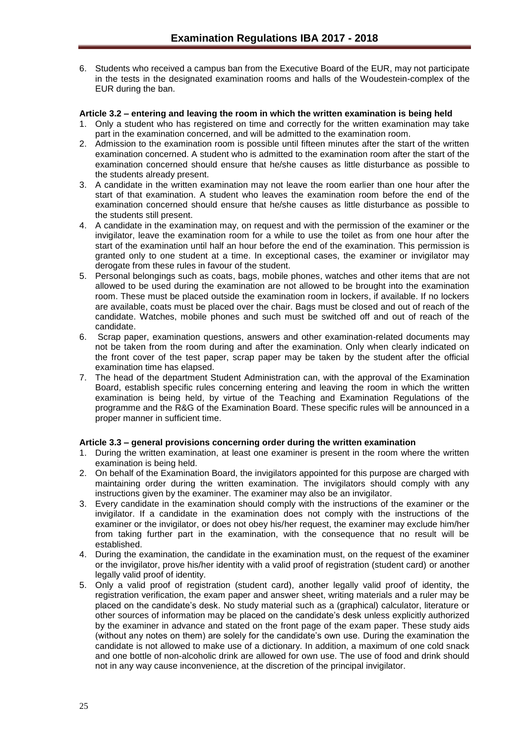6. Students who received a campus ban from the Executive Board of the EUR, may not participate in the tests in the designated examination rooms and halls of the Woudestein-complex of the EUR during the ban.

**Article 3.2 – entering and leaving the room in which the written examination is being held**

1. Only a student who has registered on time and correctly for the written examination may take part in the examination concerned, and will be admitted to the examination room.
2. Admission to the examination room is possible until fifteen minutes after the start of the written examination concerned. A student who is admitted to the examination room after the start of the examination concerned should ensure that he/she causes as little disturbance as possible to the students already present.
3. A candidate in the written examination may not leave the room earlier than one hour after the start of that examination. A student who leaves the examination room before the end of the examination concerned should ensure that he/she causes as little disturbance as possible to the students still present.
4. A candidate in the examination may, on request and with the permission of the examiner or the invigilator, leave the examination room for a while to use the toilet as from one hour after the start of the examination until half an hour before the end of the examination. This permission is granted only to one student at a time. In exceptional cases, the examiner or invigilator may derogate from these rules in favour of the student.
5. Personal belongings such as coats, bags, mobile phones, watches and other items that are not allowed to be used during the examination are not allowed to be brought into the examination room. These must be placed outside the examination room in lockers, if available. If no lockers are available, coats must be placed over the chair. Bags must be closed and out of reach of the candidate. Watches, mobile phones and such must be switched off and out of reach of the candidate.
6. Scrap paper, examination questions, answers and other examination-related documents may not be taken from the room during and after the examination. Only when clearly indicated on the front cover of the test paper, scrap paper may be taken by the student after the official examination time has elapsed.
7. The head of the department Student Administration can, with the approval of the Examination Board, establish specific rules concerning entering and leaving the room in which the written examination is being held, by virtue of the Teaching and Examination Regulations of the programme and the R&G of the Examination Board. These specific rules will be announced in a proper manner in sufficient time.

**Article 3.3 – general provisions concerning order during the written examination**

1. During the written examination, at least one examiner is present in the room where the written examination is being held.
2. On behalf of the Examination Board, the invigilators appointed for this purpose are charged with maintaining order during the written examination. The invigilators should comply with any instructions given by the examiner. The examiner may also be an invigilator.
3. Every candidate in the examination should comply with the instructions of the examiner or the invigilator. If a candidate in the examination does not comply with the instructions of the examiner or the invigilator, or does not obey his/her request, the examiner may exclude him/her from taking further part in the examination, with the consequence that no result will be established.
4. During the examination, the candidate in the examination must, on the request of the examiner or the invigilator, prove his/her identity with a valid proof of registration (student card) or another legally valid proof of identity.
5. Only a valid proof of registration (student card), another legally valid proof of identity, the registration verification, the exam paper and answer sheet, writing materials and a ruler may be placed on the candidate's desk. No study material such as a (graphical) calculator, literature or other sources of information may be placed on the candidate's desk unless explicitly authorized by the examiner in advance and stated on the front page of the exam paper. These study aids (without any notes on them) are solely for the candidate's own use. During the examination the candidate is not allowed to make use of a dictionary. In addition, a maximum of one cold snack and one bottle of non-alcoholic drink are allowed for own use. The use of food and drink should not in any way cause inconvenience, at the discretion of the principal invigilator.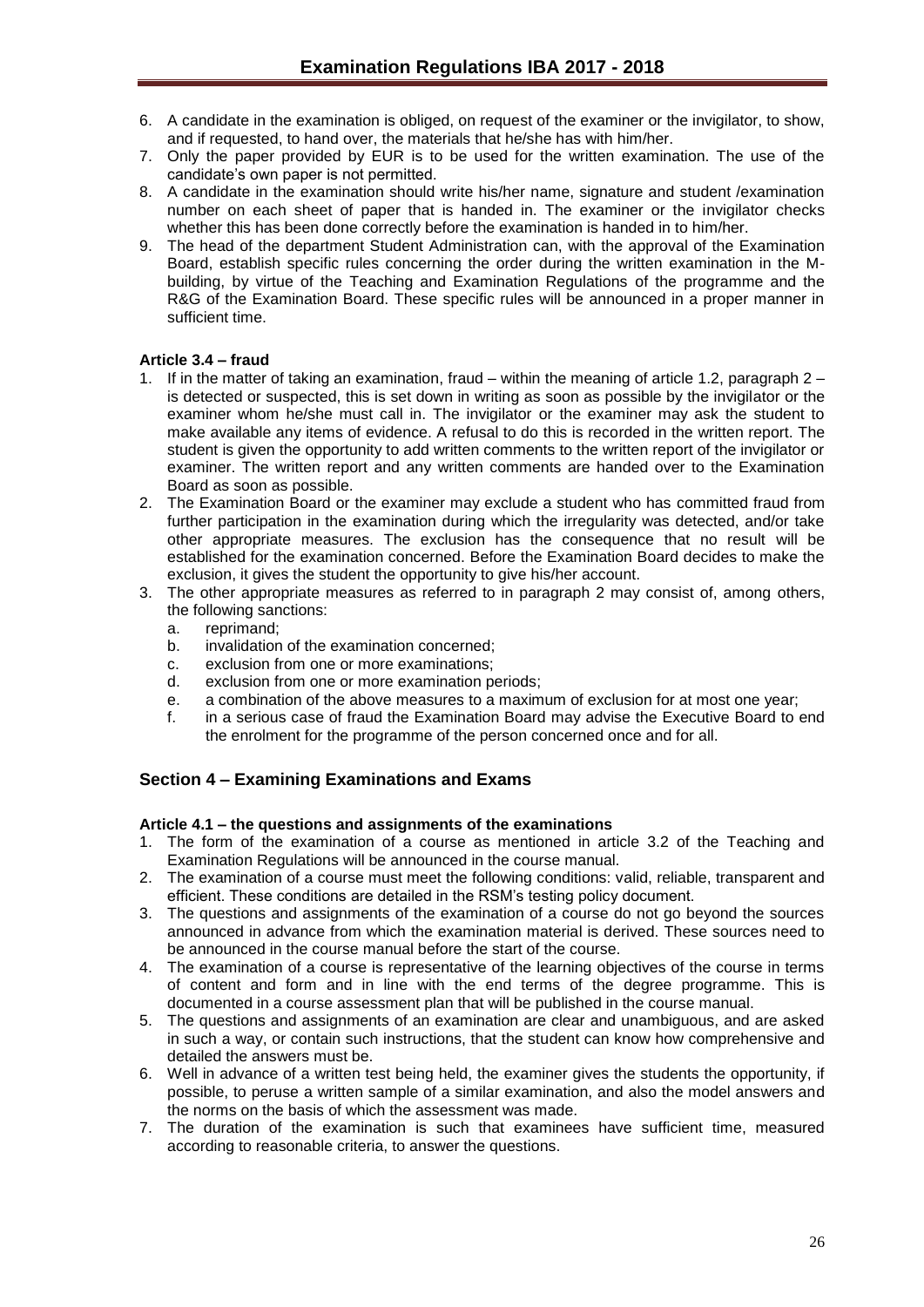6. A candidate in the examination is obliged, on request of the examiner or the invigilator, to show, and if requested, to hand over, the materials that he/she has with him/her.
7. Only the paper provided by EUR is to be used for the written examination. The use of the candidate's own paper is not permitted.
8. A candidate in the examination should write his/her name, signature and student /examination number on each sheet of paper that is handed in. The examiner or the invigilator checks whether this has been done correctly before the examination is handed in to him/her.
9. The head of the department Student Administration can, with the approval of the Examination Board, establish specific rules concerning the order during the written examination in the M-building, by virtue of the Teaching and Examination Regulations of the programme and the R&G of the Examination Board. These specific rules will be announced in a proper manner in sufficient time.

#### Article 3.4 – fraud

1. If in the matter of taking an examination, fraud – within the meaning of article 1.2, paragraph 2 – is detected or suspected, this is set down in writing as soon as possible by the invigilator or the examiner whom he/she must call in. The invigilator or the examiner may ask the student to make available any items of evidence. A refusal to do this is recorded in the written report. The student is given the opportunity to add written comments to the written report of the invigilator or examiner. The written report and any written comments are handed over to the Examination Board as soon as possible.
2. The Examination Board or the examiner may exclude a student who has committed fraud from further participation in the examination during which the irregularity was detected, and/or take other appropriate measures. The exclusion has the consequence that no result will be established for the examination concerned. Before the Examination Board decides to make the exclusion, it gives the student the opportunity to give his/her account.
3. The other appropriate measures as referred to in paragraph 2 may consist of, among others, the following sanctions:
   a. reprimand;
   b. invalidation of the examination concerned;
   c. exclusion from one or more examinations;
   d. exclusion from one or more examination periods;
   e. a combination of the above measures to a maximum of exclusion for at most one year;
   f. in a serious case of fraud the Examination Board may advise the Executive Board to end the enrolment for the programme of the person concerned once and for all.

### Section 4 – Examining Examinations and Exams

#### Article 4.1 – the questions and assignments of the examinations

1. The form of the examination of a course as mentioned in article 3.2 of the Teaching and Examination Regulations will be announced in the course manual.
2. The examination of a course must meet the following conditions: valid, reliable, transparent and efficient. These conditions are detailed in the RSM's testing policy document.
3. The questions and assignments of the examination of a course do not go beyond the sources announced in advance from which the examination material is derived. These sources need to be announced in the course manual before the start of the course.
4. The examination of a course is representative of the learning objectives of the course in terms of content and form and in line with the end terms of the degree programme. This is documented in a course assessment plan that will be published in the course manual.
5. The questions and assignments of an examination are clear and unambiguous, and are asked in such a way, or contain such instructions, that the student can know how comprehensive and detailed the answers must be.
6. Well in advance of a written test being held, the examiner gives the students the opportunity, if possible, to peruse a written sample of a similar examination, and also the model answers and the norms on the basis of which the assessment was made.
7. The duration of the examination is such that examinees have sufficient time, measured according to reasonable criteria, to answer the questions.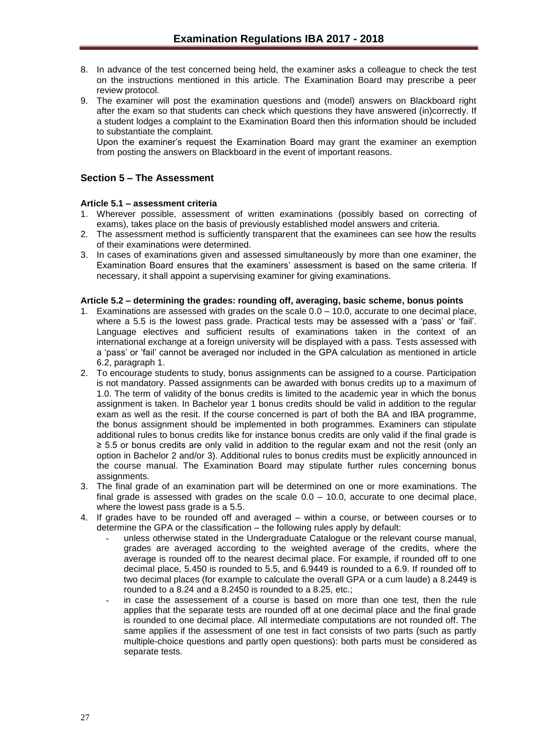8. In advance of the test concerned being held, the examiner asks a colleague to check the test on the instructions mentioned in this article. The Examination Board may prescribe a peer review protocol.
9. The examiner will post the examination questions and (model) answers on Blackboard right after the exam so that students can check which questions they have answered (in)correctly. If a student lodges a complaint to the Examination Board then this information should be included to substantiate the complaint.
   Upon the examiner's request the Examination Board may grant the examiner an exemption from posting the answers on Blackboard in the event of important reasons.

## Section 5 – The Assessment

**Article 5.1 – assessment criteria**

1. Wherever possible, assessment of written examinations (possibly based on correcting of exams), takes place on the basis of previously established model answers and criteria.
2. The assessment method is sufficiently transparent that the examinees can see how the results of their examinations were determined.
3. In cases of examinations given and assessed simultaneously by more than one examiner, the Examination Board ensures that the examiners' assessment is based on the same criteria. If necessary, it shall appoint a supervising examiner for giving examinations.

**Article 5.2 – determining the grades: rounding off, averaging, basic scheme, bonus points**

1. Examinations are assessed with grades on the scale 0.0 – 10.0, accurate to one decimal place, where a 5.5 is the lowest pass grade. Practical tests may be assessed with a 'pass' or 'fail'. Language electives and sufficient results of examinations taken in the context of an international exchange at a foreign university will be displayed with a pass. Tests assessed with a 'pass' or 'fail' cannot be averaged nor included in the GPA calculation as mentioned in article 6.2, paragraph 1.
2. To encourage students to study, bonus assignments can be assigned to a course. Participation is not mandatory. Passed assignments can be awarded with bonus credits up to a maximum of 1.0. The term of validity of the bonus credits is limited to the academic year in which the bonus assignment is taken. In Bachelor year 1 bonus credits should be valid in addition to the regular exam as well as the resit. If the course concerned is part of both the BA and IBA programme, the bonus assignment should be implemented in both programmes. Examiners can stipulate additional rules to bonus credits like for instance bonus credits are only valid if the final grade is ≥ 5.5 or bonus credits are only valid in addition to the regular exam and not the resit (only an option in Bachelor 2 and/or 3). Additional rules to bonus credits must be explicitly announced in the course manual. The Examination Board may stipulate further rules concerning bonus assignments.
3. The final grade of an examination part will be determined on one or more examinations. The final grade is assessed with grades on the scale 0.0 – 10.0, accurate to one decimal place, where the lowest pass grade is a 5.5.
4. If grades have to be rounded off and averaged – within a course, or between courses or to determine the GPA or the classification – the following rules apply by default:
   - unless otherwise stated in the Undergraduate Catalogue or the relevant course manual, grades are averaged according to the weighted average of the credits, where the average is rounded off to the nearest decimal place. For example, if rounded off to one decimal place, 5.450 is rounded to 5.5, and 6.9449 is rounded to a 6.9. If rounded off to two decimal places (for example to calculate the overall GPA or a cum laude) a 8.2449 is rounded to a 8.24 and a 8.2450 is rounded to a 8.25, etc.;
   - in case the assessement of a course is based on more than one test, then the rule applies that the separate tests are rounded off at one decimal place and the final grade is rounded to one decimal place. All intermediate computations are not rounded off. The same applies if the assessment of one test in fact consists of two parts (such as partly multiple-choice questions and partly open questions): both parts must be considered as separate tests.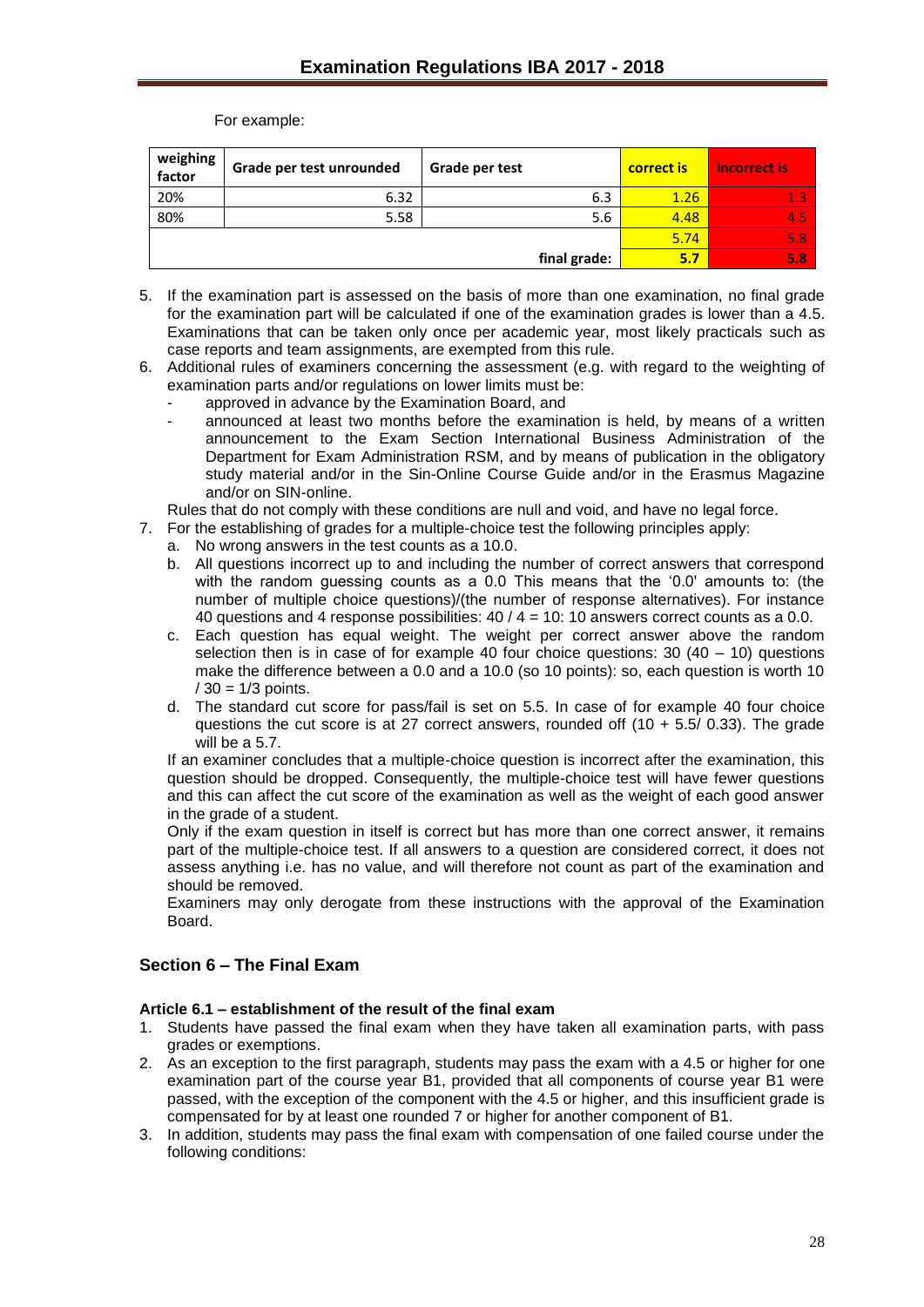For example:

| weighing factor | Grade per test unrounded | Grade per test | correct is | incorrect is |
|---|---|---|---|---|
| 20% | 6.32 | 6.3 | 1.26 | 1.3 |
| 80% | 5.58 | 5.6 | 4.48 | 4.5 |
| | | | 5.74 | 5.8 |
| | | final grade: | 5.7 | 5.8 |

5. If the examination part is assessed on the basis of more than one examination, no final grade for the examination part will be calculated if one of the examination grades is lower than a 4.5. Examinations that can be taken only once per academic year, most likely practicals such as case reports and team assignments, are exempted from this rule.
6. Additional rules of examiners concerning the assessment (e.g. with regard to the weighting of examination parts and/or regulations on lower limits must be:
   - approved in advance by the Examination Board, and
   - announced at least two months before the examination is held, by means of a written announcement to the Exam Section International Business Administration of the Department for Exam Administration RSM, and by means of publication in the obligatory study material and/or in the Sin-Online Course Guide and/or in the Erasmus Magazine and/or on SIN-online.

   Rules that do not comply with these conditions are null and void, and have no legal force.
7. For the establishing of grades for a multiple-choice test the following principles apply:
   a. No wrong answers in the test counts as a 10.0.
   b. All questions incorrect up to and including the number of correct answers that correspond with the random guessing counts as a 0.0 This means that the '0.0' amounts to: (the number of multiple choice questions)/(the number of response alternatives). For instance 40 questions and 4 response possibilities: 40 / 4 = 10: 10 answers correct counts as a 0.0.
   c. Each question has equal weight. The weight per correct answer above the random selection then is in case of for example 40 four choice questions: 30 (40 – 10) questions make the difference between a 0.0 and a 10.0 (so 10 points): so, each question is worth 10 / 30 = 1/3 points.
   d. The standard cut score for pass/fail is set on 5.5. In case of for example 40 four choice questions the cut score is at 27 correct answers, rounded off (10 + 5.5/ 0.33). The grade will be a 5.7.

   If an examiner concludes that a multiple-choice question is incorrect after the examination, this question should be dropped. Consequently, the multiple-choice test will have fewer questions and this can affect the cut score of the examination as well as the weight of each good answer in the grade of a student.

   Only if the exam question in itself is correct but has more than one correct answer, it remains part of the multiple-choice test. If all answers to a question are considered correct, it does not assess anything i.e. has no value, and will therefore not count as part of the examination and should be removed.

   Examiners may only derogate from these instructions with the approval of the Examination Board.

## Section 6 – The Final Exam

### Article 6.1 – establishment of the result of the final exam

1. Students have passed the final exam when they have taken all examination parts, with pass grades or exemptions.
2. As an exception to the first paragraph, students may pass the exam with a 4.5 or higher for one examination part of the course year B1, provided that all components of course year B1 were passed, with the exception of the component with the 4.5 or higher, and this insufficient grade is compensated for by at least one rounded 7 or higher for another component of B1.
3. In addition, students may pass the final exam with compensation of one failed course under the following conditions: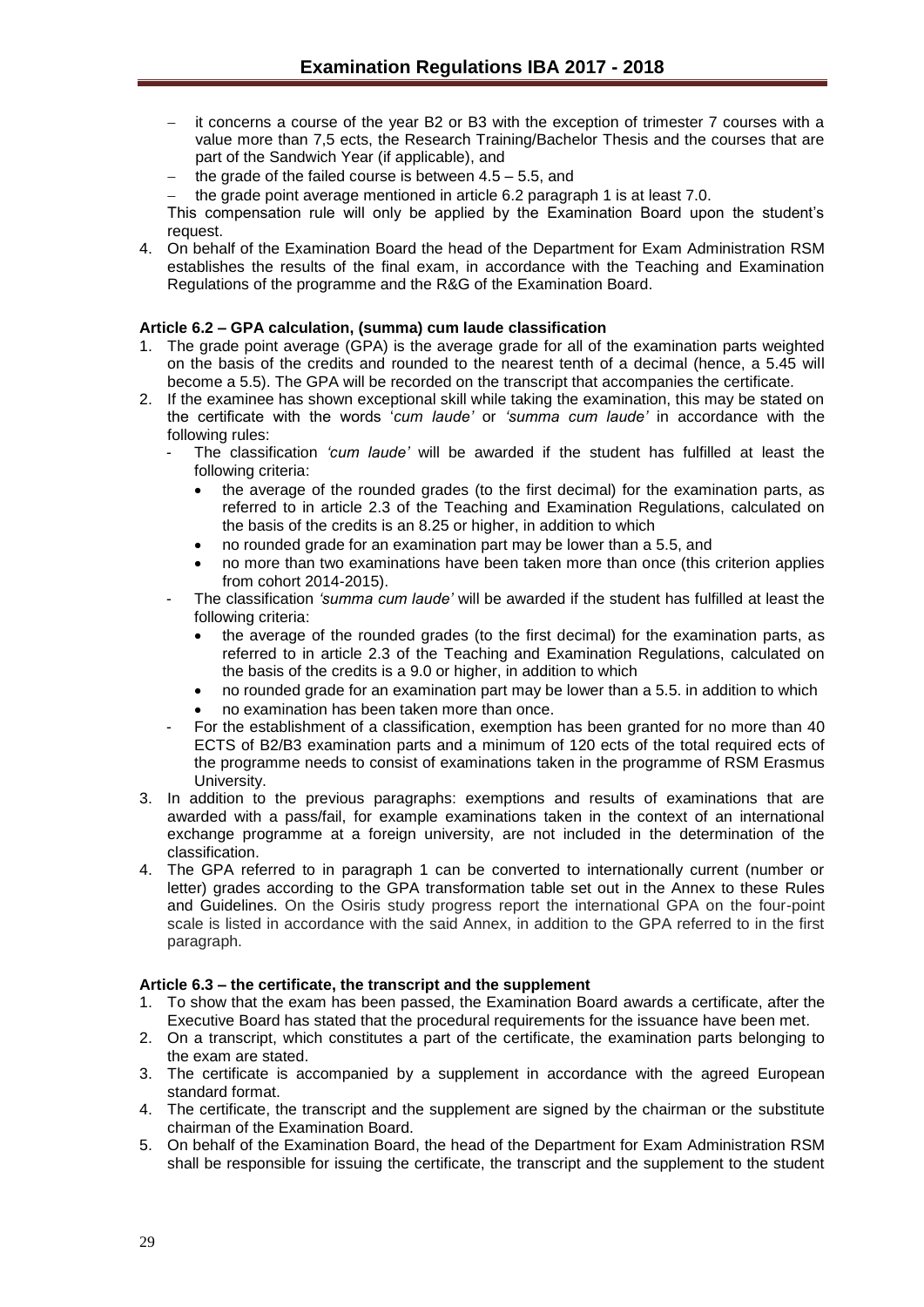- it concerns a course of the year B2 or B3 with the exception of trimester 7 courses with a value more than 7,5 ects, the Research Training/Bachelor Thesis and the courses that are part of the Sandwich Year (if applicable), and
- the grade of the failed course is between 4.5 – 5.5, and
- the grade point average mentioned in article 6.2 paragraph 1 is at least 7.0.

This compensation rule will only be applied by the Examination Board upon the student's request.

4. On behalf of the Examination Board the head of the Department for Exam Administration RSM establishes the results of the final exam, in accordance with the Teaching and Examination Regulations of the programme and the R&G of the Examination Board.

**Article 6.2 – GPA calculation, (summa) cum laude classification**

1. The grade point average (GPA) is the average grade for all of the examination parts weighted on the basis of the credits and rounded to the nearest tenth of a decimal (hence, a 5.45 will become a 5.5). The GPA will be recorded on the transcript that accompanies the certificate.
2. If the examinee has shown exceptional skill while taking the examination, this may be stated on the certificate with the words '*cum laude'* or *'summa cum laude'* in accordance with the following rules:
   - The classification *'cum laude'* will be awarded if the student has fulfilled at least the following criteria:
     - the average of the rounded grades (to the first decimal) for the examination parts, as referred to in article 2.3 of the Teaching and Examination Regulations, calculated on the basis of the credits is an 8.25 or higher, in addition to which
     - no rounded grade for an examination part may be lower than a 5.5, and
     - no more than two examinations have been taken more than once (this criterion applies from cohort 2014-2015).
   - The classification *'summa cum laude'* will be awarded if the student has fulfilled at least the following criteria:
     - the average of the rounded grades (to the first decimal) for the examination parts, as referred to in article 2.3 of the Teaching and Examination Regulations, calculated on the basis of the credits is a 9.0 or higher, in addition to which
     - no rounded grade for an examination part may be lower than a 5.5. in addition to which
     - no examination has been taken more than once.
   - For the establishment of a classification, exemption has been granted for no more than 40 ECTS of B2/B3 examination parts and a minimum of 120 ects of the total required ects of the programme needs to consist of examinations taken in the programme of RSM Erasmus University.
3. In addition to the previous paragraphs: exemptions and results of examinations that are awarded with a pass/fail, for example examinations taken in the context of an international exchange programme at a foreign university, are not included in the determination of the classification.
4. The GPA referred to in paragraph 1 can be converted to internationally current (number or letter) grades according to the GPA transformation table set out in the Annex to these Rules and Guidelines. On the Osiris study progress report the international GPA on the four-point scale is listed in accordance with the said Annex, in addition to the GPA referred to in the first paragraph.

**Article 6.3 – the certificate, the transcript and the supplement**

1. To show that the exam has been passed, the Examination Board awards a certificate, after the Executive Board has stated that the procedural requirements for the issuance have been met.
2. On a transcript, which constitutes a part of the certificate, the examination parts belonging to the exam are stated.
3. The certificate is accompanied by a supplement in accordance with the agreed European standard format.
4. The certificate, the transcript and the supplement are signed by the chairman or the substitute chairman of the Examination Board.
5. On behalf of the Examination Board, the head of the Department for Exam Administration RSM shall be responsible for issuing the certificate, the transcript and the supplement to the student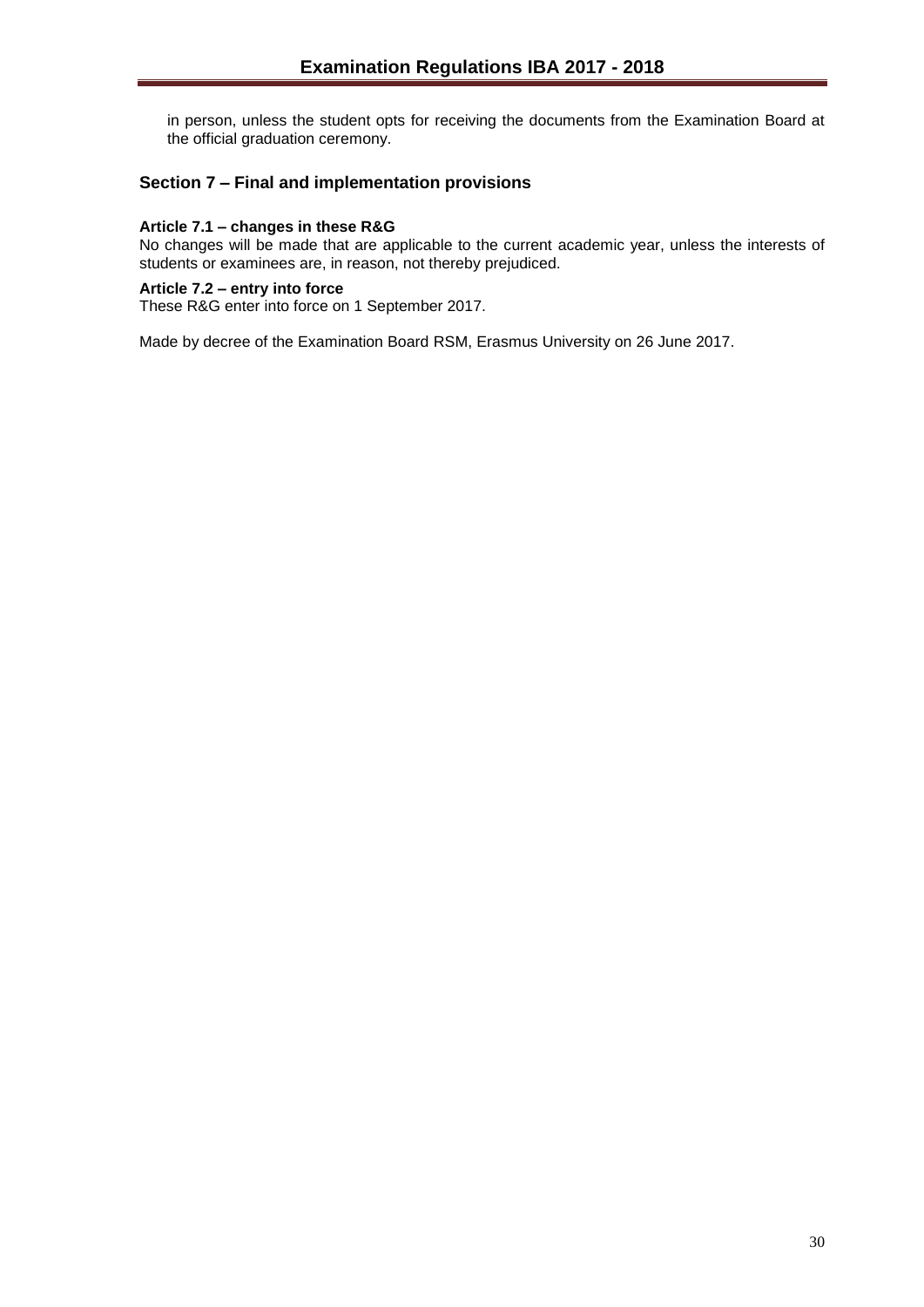in person, unless the student opts for receiving the documents from the Examination Board at the official graduation ceremony.

## Section 7 – Final and implementation provisions

#### Article 7.1 – changes in these R&G

No changes will be made that are applicable to the current academic year, unless the interests of students or examinees are, in reason, not thereby prejudiced.

#### Article 7.2 – entry into force

These R&G enter into force on 1 September 2017.

Made by decree of the Examination Board RSM, Erasmus University on 26 June 2017.